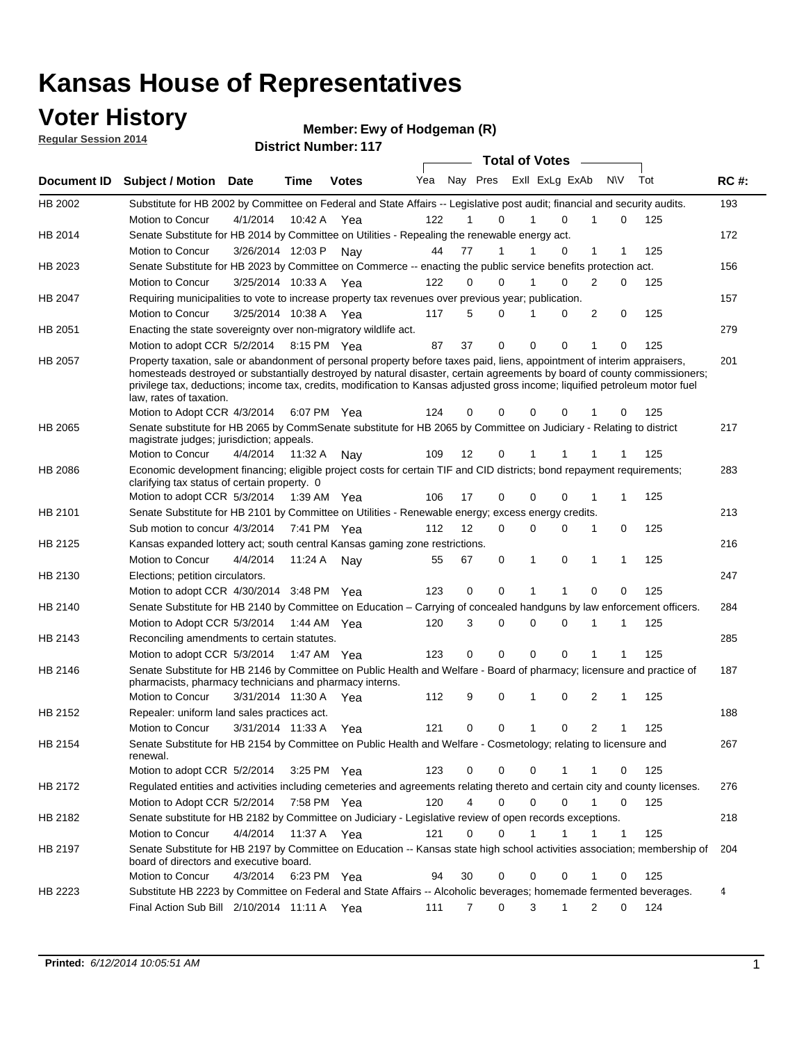# Kansas House of Representatives

## Voter History

**Regular Session 2014**

**Member: Ewy of Hodgeman (R)**

**District Number: 117**

| Document ID | Subject / Motion | Date | Time | Votes | Yea | Nay | Pres | ExlI | ExLg | ExAb | N\V | Tot | RC #: |
|---|---|---|---|---|---|---|---|---|---|---|---|---|---|
| HB 2002 | Substitute for HB 2002 by Committee on Federal and State Affairs -- Legislative post audit; financial and security audits. | | | | | | | | | | | | 193 |
| | Motion to Concur | 4/1/2014 | 10:42 A | Yea | 122 | 1 | 0 | 1 | 0 | 1 | 0 | 125 | |
| HB 2014 | Senate Substitute for HB 2014 by Committee on Utilities - Repealing the renewable energy act. | | | | | | | | | | | | 172 |
| | Motion to Concur | 3/26/2014 | 12:03 P | Nay | 44 | 77 | 1 | 1 | 0 | 1 | 1 | 125 | |
| HB 2023 | Senate Substitute for HB 2023 by Committee on Commerce -- enacting the public service benefits protection act. | | | | | | | | | | | | 156 |
| | Motion to Concur | 3/25/2014 | 10:33 A | Yea | 122 | 0 | 0 | 1 | 0 | 2 | 0 | 125 | |
| HB 2047 | Requiring municipalities to vote to increase property tax revenues over previous year; publication. | | | | | | | | | | | | 157 |
| | Motion to Concur | 3/25/2014 | 10:38 A | Yea | 117 | 5 | 0 | 1 | 0 | 2 | 0 | 125 | |
| HB 2051 | Enacting the state sovereignty over non-migratory wildlife act. | | | | | | | | | | | | 279 |
| | Motion to adopt CCR | 5/2/2014 | 8:15 PM | Yea | 87 | 37 | 0 | 0 | 0 | 1 | 0 | 125 | |
| HB 2057 | Property taxation, sale or abandonment of personal property before taxes paid, liens, appointment of interim appraisers, homesteads destroyed or substantially destroyed by natural disaster, certain agreements by board of county commissioners; privilege tax, deductions; income tax, credits, modification to Kansas adjusted gross income; liquified petroleum motor fuel law, rates of taxation. | | | | | | | | | | | | 201 |
| | Motion to Adopt CCR | 4/3/2014 | 6:07 PM | Yea | 124 | 0 | 0 | 0 | 0 | 1 | 0 | 125 | |
| HB 2065 | Senate substitute for HB 2065 by CommSenate substitute for HB 2065 by Committee on Judiciary - Relating to district magistrate judges; jurisdiction; appeals. | | | | | | | | | | | | 217 |
| | Motion to Concur | 4/4/2014 | 11:32 A | Nay | 109 | 12 | 0 | 1 | 1 | 1 | 1 | 125 | |
| HB 2086 | Economic development financing; eligible project costs for certain TIF and CID districts; bond repayment requirements; clarifying tax status of certain property. 0 | | | | | | | | | | | | 283 |
| | Motion to adopt CCR | 5/3/2014 | 1:39 AM | Yea | 106 | 17 | 0 | 0 | 0 | 1 | 1 | 125 | |
| HB 2101 | Senate Substitute for HB 2101 by Committee on Utilities - Renewable energy; excess energy credits. | | | | | | | | | | | | 213 |
| | Sub motion to concur | 4/3/2014 | 7:41 PM | Yea | 112 | 12 | 0 | 0 | 0 | 1 | 0 | 125 | |
| HB 2125 | Kansas expanded lottery act; south central Kansas gaming zone restrictions. | | | | | | | | | | | | 216 |
| | Motion to Concur | 4/4/2014 | 11:24 A | Nay | 55 | 67 | 0 | 1 | 0 | 1 | 1 | 125 | |
| HB 2130 | Elections; petition circulators. | | | | | | | | | | | | 247 |
| | Motion to adopt CCR | 4/30/2014 | 3:48 PM | Yea | 123 | 0 | 0 | 1 | 1 | 0 | 0 | 125 | |
| HB 2140 | Senate Substitute for HB 2140 by Committee on Education – Carrying of concealed handguns by law enforcement officers. | | | | | | | | | | | | 284 |
| | Motion to Adopt CCR | 5/3/2014 | 1:44 AM | Yea | 120 | 3 | 0 | 0 | 0 | 1 | 1 | 125 | |
| HB 2143 | Reconciling amendments to certain statutes. | | | | | | | | | | | | 285 |
| | Motion to adopt CCR | 5/3/2014 | 1:47 AM | Yea | 123 | 0 | 0 | 0 | 0 | 1 | 1 | 125 | |
| HB 2146 | Senate Substitute for HB 2146 by Committee on Public Health and Welfare - Board of pharmacy; licensure and practice of pharmacists, pharmacy technicians and pharmacy interns. | | | | | | | | | | | | 187 |
| | Motion to Concur | 3/31/2014 | 11:30 A | Yea | 112 | 9 | 0 | 1 | 0 | 2 | 1 | 125 | |
| HB 2152 | Repealer: uniform land sales practices act. | | | | | | | | | | | | 188 |
| | Motion to Concur | 3/31/2014 | 11:33 A | Yea | 121 | 0 | 0 | 1 | 0 | 2 | 1 | 125 | |
| HB 2154 | Senate Substitute for HB 2154 by Committee on Public Health and Welfare - Cosmetology; relating to licensure and renewal. | | | | | | | | | | | | 267 |
| | Motion to adopt CCR | 5/2/2014 | 3:25 PM | Yea | 123 | 0 | 0 | 0 | 1 | 1 | 0 | 125 | |
| HB 2172 | Regulated entities and activities including cemeteries and agreements relating thereto and certain city and county licenses. | | | | | | | | | | | | 276 |
| | Motion to Adopt CCR | 5/2/2014 | 7:58 PM | Yea | 120 | 4 | 0 | 0 | 0 | 1 | 0 | 125 | |
| HB 2182 | Senate substitute for HB 2182 by Committee on Judiciary - Legislative review of open records exceptions. | | | | | | | | | | | | 218 |
| | Motion to Concur | 4/4/2014 | 11:37 A | Yea | 121 | 0 | 0 | 1 | 1 | 1 | 1 | 125 | |
| HB 2197 | Senate Substitute for HB 2197 by Committee on Education -- Kansas state high school activities association; membership of board of directors and executive board. | | | | | | | | | | | | 204 |
| | Motion to Concur | 4/3/2014 | 6:23 PM | Yea | 94 | 30 | 0 | 0 | 0 | 1 | 0 | 125 | |
| HB 2223 | Substitute HB 2223 by Committee on Federal and State Affairs -- Alcoholic beverages; homemade fermented beverages. | | | | | | | | | | | | 4 |
| | Final Action Sub Bill | 2/10/2014 | 11:11 A | Yea | 111 | 7 | 0 | 3 | 1 | 2 | 0 | 124 | |

**Printed:** *6/12/2014 10:05:51 AM*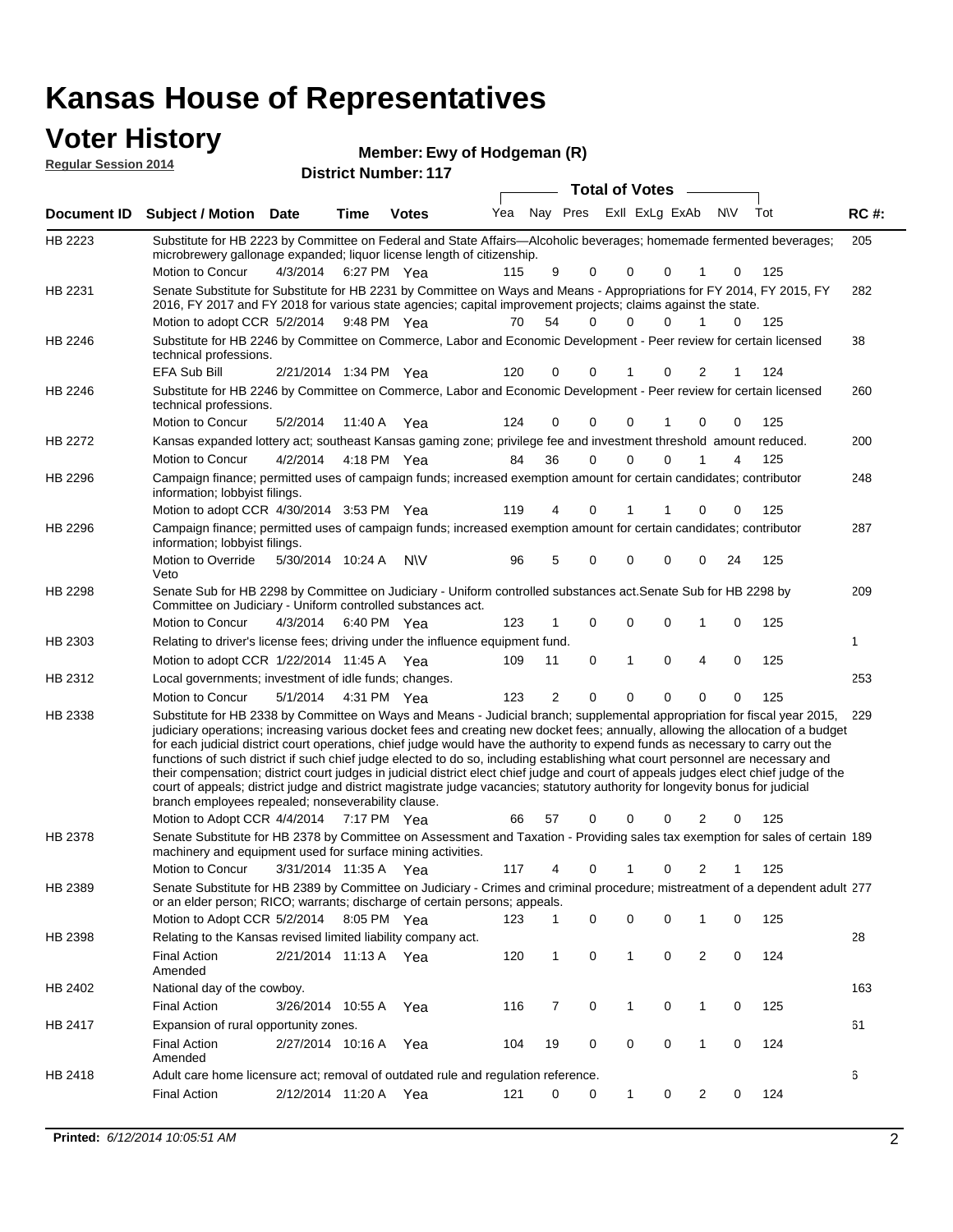# Kansas House of Representatives

## Voter History

**Regular Session 2014**

**Member: Ewy of Hodgeman (R)**

**District Number: 117**

| Document ID | Subject / Motion | Date | Time | Votes | Yea | Nay | Pres | ExII | ExLg | ExAb | N\V | Tot | RC #: |
|---|---|---|---|---|---|---|---|---|---|---|---|---|---|
| HB 2223 | Substitute for HB 2223 by Committee on Federal and State Affairs—Alcoholic beverages; homemade fermented beverages; microbrewery gallonage expanded; liquor license length of citizenship. | | | | | | | | | | | | 205 |
| | Motion to Concur | 4/3/2014 | 6:27 PM | Yea | 115 | 9 | 0 | 0 | 0 | 1 | 0 | 125 | |
| HB 2231 | Senate Substitute for Substitute for HB 2231 by Committee on Ways and Means - Appropriations for FY 2014, FY 2015, FY 2016, FY 2017 and FY 2018 for various state agencies; capital improvement projects; claims against the state. | | | | | | | | | | | | 282 |
| | Motion to adopt CCR | 5/2/2014 | 9:48 PM | Yea | 70 | 54 | 0 | 0 | 0 | 1 | 0 | 125 | |
| HB 2246 | Substitute for HB 2246 by Committee on Commerce, Labor and Economic Development - Peer review for certain licensed technical professions. | | | | | | | | | | | | 38 |
| | EFA Sub Bill | 2/21/2014 | 1:34 PM | Yea | 120 | 0 | 0 | 1 | 0 | 2 | 1 | 124 | |
| HB 2246 | Substitute for HB 2246 by Committee on Commerce, Labor and Economic Development - Peer review for certain licensed technical professions. | | | | | | | | | | | | 260 |
| | Motion to Concur | 5/2/2014 | 11:40 A | Yea | 124 | 0 | 0 | 0 | 1 | 0 | 0 | 125 | |
| HB 2272 | Kansas expanded lottery act; southeast Kansas gaming zone; privilege fee and investment threshold amount reduced. | | | | | | | | | | | | 200 |
| | Motion to Concur | 4/2/2014 | 4:18 PM | Yea | 84 | 36 | 0 | 0 | 0 | 1 | 4 | 125 | |
| HB 2296 | Campaign finance; permitted uses of campaign funds; increased exemption amount for certain candidates; contributor information; lobbyist filings. | | | | | | | | | | | | 248 |
| | Motion to adopt CCR | 4/30/2014 | 3:53 PM | Yea | 119 | 4 | 0 | 1 | 1 | 0 | 0 | 125 | |
| HB 2296 | Campaign finance; permitted uses of campaign funds; increased exemption amount for certain candidates; contributor information; lobbyist filings. | | | | | | | | | | | | 287 |
| | Motion to Override Veto | 5/30/2014 | 10:24 A | N\V | 96 | 5 | 0 | 0 | 0 | 0 | 24 | 125 | |
| HB 2298 | Senate Sub for HB 2298 by Committee on Judiciary - Uniform controlled substances act.Senate Sub for HB 2298 by Committee on Judiciary - Uniform controlled substances act. | | | | | | | | | | | | 209 |
| | Motion to Concur | 4/3/2014 | 6:40 PM | Yea | 123 | 1 | 0 | 0 | 0 | 1 | 0 | 125 | |
| HB 2303 | Relating to driver's license fees; driving under the influence equipment fund. | | | | | | | | | | | | 1 |
| | Motion to adopt CCR | 1/22/2014 | 11:45 A | Yea | 109 | 11 | 0 | 1 | 0 | 4 | 0 | 125 | |
| HB 2312 | Local governments; investment of idle funds; changes. | | | | | | | | | | | | 253 |
| | Motion to Concur | 5/1/2014 | 4:31 PM | Yea | 123 | 2 | 0 | 0 | 0 | 0 | 0 | 125 | |
| HB 2338 | Substitute for HB 2338 by Committee on Ways and Means - Judicial branch; supplemental appropriation for fiscal year 2015, judiciary operations; increasing various docket fees and creating new docket fees; annually, allowing the allocation of a budget for each judicial district court operations, chief judge would have the authority to expend funds as necessary to carry out the functions of such district if such chief judge elected to do so, including establishing what court personnel are necessary and their compensation; district court judges in judicial district elect chief judge and court of appeals judges elect chief judge of the court of appeals; district judge and district magistrate judge vacancies; statutory authority for longevity bonus for judicial branch employees repealed; nonseverability clause. | | | | | | | | | | | | 229 |
| | Motion to Adopt CCR | 4/4/2014 | 7:17 PM | Yea | 66 | 57 | 0 | 0 | 0 | 2 | 0 | 125 | |
| HB 2378 | Senate Substitute for HB 2378 by Committee on Assessment and Taxation - Providing sales tax exemption for sales of certain machinery and equipment used for surface mining activities. | | | | | | | | | | | | 189 |
| | Motion to Concur | 3/31/2014 | 11:35 A | Yea | 117 | 4 | 0 | 1 | 0 | 2 | 1 | 125 | |
| HB 2389 | Senate Substitute for HB 2389 by Committee on Judiciary - Crimes and criminal procedure; mistreatment of a dependent adult or an elder person; RICO; warrants; discharge of certain persons; appeals. | | | | | | | | | | | | 277 |
| | Motion to Adopt CCR | 5/2/2014 | 8:05 PM | Yea | 123 | 1 | 0 | 0 | 0 | 1 | 0 | 125 | |
| HB 2398 | Relating to the Kansas revised limited liability company act. | | | | | | | | | | | | 28 |
| | Final Action Amended | 2/21/2014 | 11:13 A | Yea | 120 | 1 | 0 | 1 | 0 | 2 | 0 | 124 | |
| HB 2402 | National day of the cowboy. | | | | | | | | | | | | 163 |
| | Final Action | 3/26/2014 | 10:55 A | Yea | 116 | 7 | 0 | 1 | 0 | 1 | 0 | 125 | |
| HB 2417 | Expansion of rural opportunity zones. | | | | | | | | | | | | 61 |
| | Final Action Amended | 2/27/2014 | 10:16 A | Yea | 104 | 19 | 0 | 0 | 0 | 1 | 0 | 124 | |
| HB 2418 | Adult care home licensure act; removal of outdated rule and regulation reference. | | | | | | | | | | | | 6 |
| | Final Action | 2/12/2014 | 11:20 A | Yea | 121 | 0 | 0 | 1 | 0 | 2 | 0 | 124 | |

**Printed:** *6/12/2014 10:05:51 AM*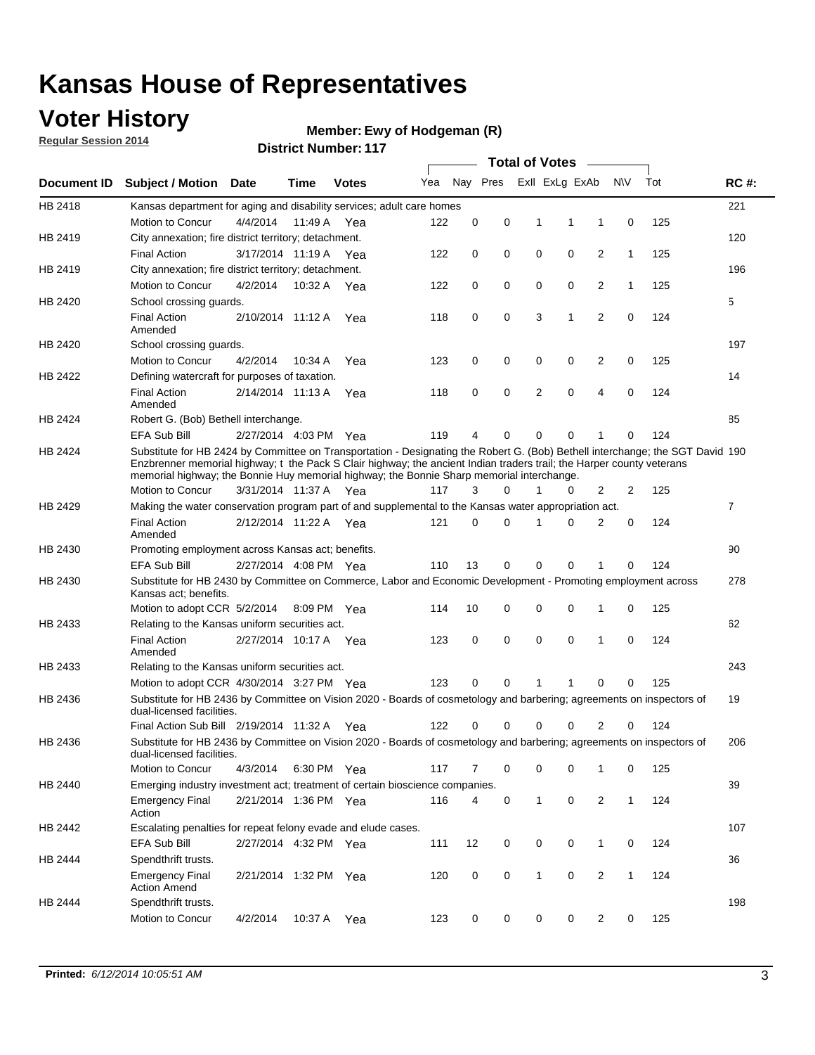# Kansas House of Representatives

## Voter History

**Regular Session 2014**

**Member: Ewy of Hodgeman (R)**

**District Number: 117**

| Document ID | Subject / Motion | Date | Time | Votes | Yea | Nay | Pres | ExII | ExLg | ExAb | N\V | Tot | RC #: |
|---|---|---|---|---|---|---|---|---|---|---|---|---|---|
| HB 2418 | Kansas department for aging and disability services; adult care homes | | | | | | | | | | | | 221 |
| | Motion to Concur | 4/4/2014 | 11:49 A | Yea | 122 | 0 | 0 | 1 | 1 | 1 | 0 | 125 | |
| HB 2419 | City annexation; fire district territory; detachment. | | | | | | | | | | | | 120 |
| | Final Action | 3/17/2014 | 11:19 A | Yea | 122 | 0 | 0 | 0 | 0 | 2 | 1 | 125 | |
| HB 2419 | City annexation; fire district territory; detachment. | | | | | | | | | | | | 196 |
| | Motion to Concur | 4/2/2014 | 10:32 A | Yea | 122 | 0 | 0 | 0 | 0 | 2 | 1 | 125 | |
| HB 2420 | School crossing guards. | | | | | | | | | | | | 5 |
| | Final Action Amended | 2/10/2014 | 11:12 A | Yea | 118 | 0 | 0 | 3 | 1 | 2 | 0 | 124 | |
| HB 2420 | School crossing guards. | | | | | | | | | | | | 197 |
| | Motion to Concur | 4/2/2014 | 10:34 A | Yea | 123 | 0 | 0 | 0 | 0 | 2 | 0 | 125 | |
| HB 2422 | Defining watercraft for purposes of taxation. | | | | | | | | | | | | 14 |
| | Final Action Amended | 2/14/2014 | 11:13 A | Yea | 118 | 0 | 0 | 2 | 0 | 4 | 0 | 124 | |
| HB 2424 | Robert G. (Bob) Bethell interchange. | | | | | | | | | | | | 85 |
| | EFA Sub Bill | 2/27/2014 | 4:03 PM | Yea | 119 | 4 | 0 | 0 | 0 | 1 | 0 | 124 | |
| HB 2424 | Substitute for HB 2424 by Committee on Transportation - Designating the Robert G. (Bob) Bethell interchange; the SGT David Enzbrenner memorial highway; t the Pack S Clair highway; the ancient Indian traders trail; the Harper county veterans memorial highway; the Bonnie Huy memorial highway; the Bonnie Sharp memorial interchange. | | | | | | | | | | | | 190 |
| | Motion to Concur | 3/31/2014 | 11:37 A | Yea | 117 | 3 | 0 | 1 | 0 | 2 | 2 | 125 | |
| HB 2429 | Making the water conservation program part of and supplemental to the Kansas water appropriation act. | | | | | | | | | | | | 7 |
| | Final Action Amended | 2/12/2014 | 11:22 A | Yea | 121 | 0 | 0 | 1 | 0 | 2 | 0 | 124 | |
| HB 2430 | Promoting employment across Kansas act; benefits. | | | | | | | | | | | | 90 |
| | EFA Sub Bill | 2/27/2014 | 4:08 PM | Yea | 110 | 13 | 0 | 0 | 0 | 1 | 0 | 124 | |
| HB 2430 | Substitute for HB 2430 by Committee on Commerce, Labor and Economic Development - Promoting employment across Kansas act; benefits. | | | | | | | | | | | | 278 |
| | Motion to adopt CCR | 5/2/2014 | 8:09 PM | Yea | 114 | 10 | 0 | 0 | 0 | 1 | 0 | 125 | |
| HB 2433 | Relating to the Kansas uniform securities act. | | | | | | | | | | | | 62 |
| | Final Action Amended | 2/27/2014 | 10:17 A | Yea | 123 | 0 | 0 | 0 | 0 | 1 | 0 | 124 | |
| HB 2433 | Relating to the Kansas uniform securities act. | | | | | | | | | | | | 243 |
| | Motion to adopt CCR | 4/30/2014 | 3:27 PM | Yea | 123 | 0 | 0 | 1 | 1 | 0 | 0 | 125 | |
| HB 2436 | Substitute for HB 2436 by Committee on Vision 2020 - Boards of cosmetology and barbering; agreements on inspectors of dual-licensed facilities. | | | | | | | | | | | | 19 |
| | Final Action Sub Bill | 2/19/2014 | 11:32 A | Yea | 122 | 0 | 0 | 0 | 0 | 2 | 0 | 124 | |
| HB 2436 | Substitute for HB 2436 by Committee on Vision 2020 - Boards of cosmetology and barbering; agreements on inspectors of dual-licensed facilities. | | | | | | | | | | | | 206 |
| | Motion to Concur | 4/3/2014 | 6:30 PM | Yea | 117 | 7 | 0 | 0 | 0 | 1 | 0 | 125 | |
| HB 2440 | Emerging industry investment act; treatment of certain bioscience companies. | | | | | | | | | | | | 39 |
| | Emergency Final Action | 2/21/2014 | 1:36 PM | Yea | 116 | 4 | 0 | 1 | 0 | 2 | 1 | 124 | |
| HB 2442 | Escalating penalties for repeat felony evade and elude cases. | | | | | | | | | | | | 107 |
| | EFA Sub Bill | 2/27/2014 | 4:32 PM | Yea | 111 | 12 | 0 | 0 | 0 | 1 | 0 | 124 | |
| HB 2444 | Spendthrift trusts. | | | | | | | | | | | | 36 |
| | Emergency Final Action Amend | 2/21/2014 | 1:32 PM | Yea | 120 | 0 | 0 | 1 | 0 | 2 | 1 | 124 | |
| HB 2444 | Spendthrift trusts. | | | | | | | | | | | | 198 |
| | Motion to Concur | 4/2/2014 | 10:37 A | Yea | 123 | 0 | 0 | 0 | 0 | 2 | 0 | 125 | |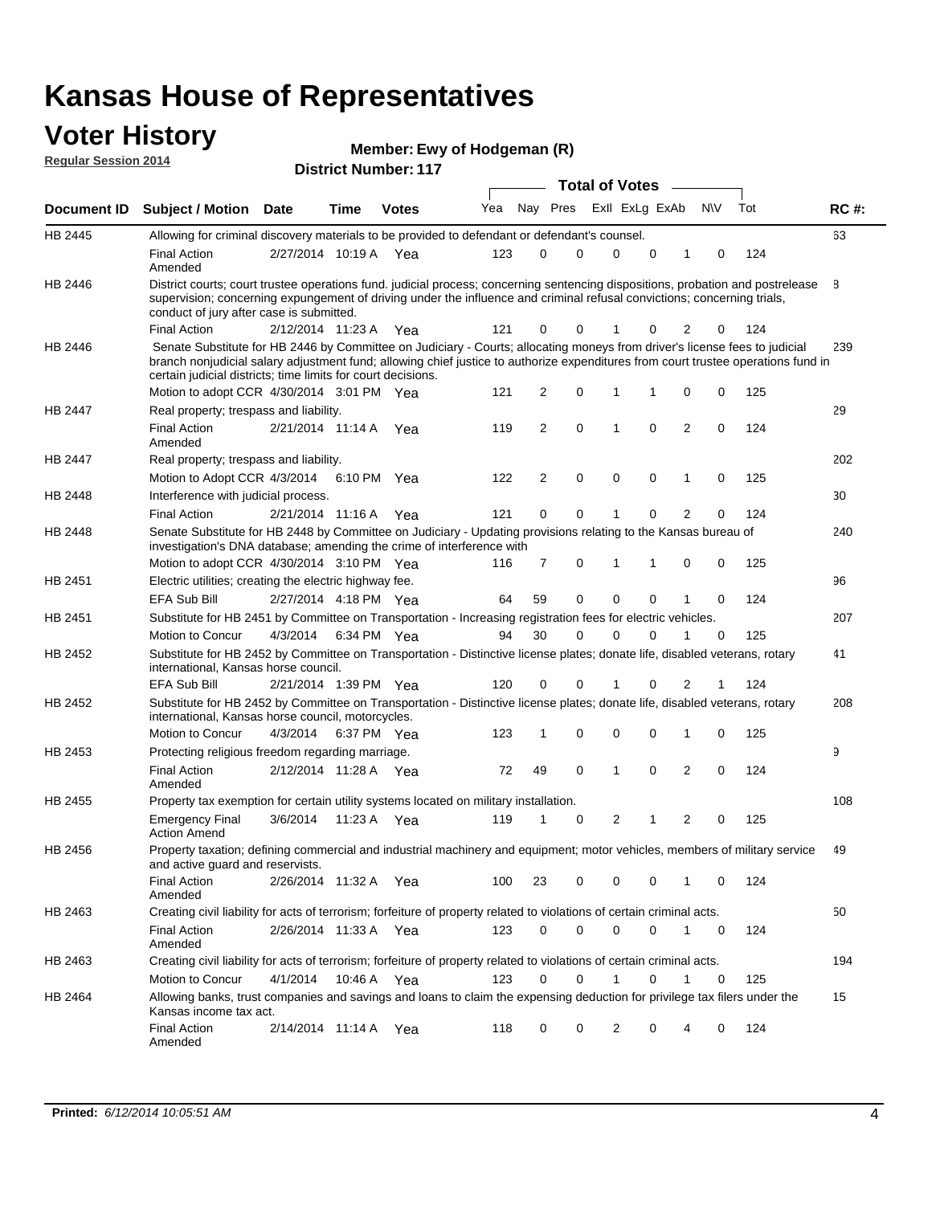# Kansas House of Representatives

## Voter History

**Regular Session 2014**

**Member: Ewy of Hodgeman (R)**

**District Number: 117**

| Document ID | Subject / Motion | Date | Time | Votes | Yea | Nay | Pres | ExII | ExLg | ExAb | N\V | Tot | RC #: |
|---|---|---|---|---|---|---|---|---|---|---|---|---|---|
| HB 2445 | Allowing for criminal discovery materials to be provided to defendant or defendant's counsel. | | | | | | | | | | | | 63 |
| | Final Action Amended | 2/27/2014 | 10:19 A | Yea | 123 | 0 | 0 | 0 | 0 | 1 | 0 | 124 | |
| HB 2446 | District courts; court trustee operations fund. judicial process; concerning sentencing dispositions, probation and postrelease supervision; concerning expungement of driving under the influence and criminal refusal convictions; concerning trials, conduct of jury after case is submitted. | | | | | | | | | | | | 8 |
| | Final Action | 2/12/2014 | 11:23 A | Yea | 121 | 0 | 0 | 1 | 0 | 2 | 0 | 124 | |
| HB 2446 | Senate Substitute for HB 2446 by Committee on Judiciary - Courts; allocating moneys from driver's license fees to judicial branch nonjudicial salary adjustment fund; allowing chief justice to authorize expenditures from court trustee operations fund in certain judicial districts; time limits for court decisions. | | | | | | | | | | | | 239 |
| | Motion to adopt CCR | 4/30/2014 | 3:01 PM | Yea | 121 | 2 | 0 | 1 | 1 | 0 | 0 | 125 | |
| HB 2447 | Real property; trespass and liability. | | | | | | | | | | | | 29 |
| | Final Action Amended | 2/21/2014 | 11:14 A | Yea | 119 | 2 | 0 | 1 | 0 | 2 | 0 | 124 | |
| HB 2447 | Real property; trespass and liability. | | | | | | | | | | | | 202 |
| | Motion to Adopt CCR | 4/3/2014 | 6:10 PM | Yea | 122 | 2 | 0 | 0 | 0 | 1 | 0 | 125 | |
| HB 2448 | Interference with judicial process. | | | | | | | | | | | | 30 |
| | Final Action | 2/21/2014 | 11:16 A | Yea | 121 | 0 | 0 | 1 | 0 | 2 | 0 | 124 | |
| HB 2448 | Senate Substitute for HB 2448 by Committee on Judiciary - Updating provisions relating to the Kansas bureau of investigation's DNA database; amending the crime of interference with | | | | | | | | | | | | 240 |
| | Motion to adopt CCR | 4/30/2014 | 3:10 PM | Yea | 116 | 7 | 0 | 1 | 1 | 0 | 0 | 125 | |
| HB 2451 | Electric utilities; creating the electric highway fee. | | | | | | | | | | | | 96 |
| | EFA Sub Bill | 2/27/2014 | 4:18 PM | Yea | 64 | 59 | 0 | 0 | 0 | 1 | 0 | 124 | |
| HB 2451 | Substitute for HB 2451 by Committee on Transportation - Increasing registration fees for electric vehicles. | | | | | | | | | | | | 207 |
| | Motion to Concur | 4/3/2014 | 6:34 PM | Yea | 94 | 30 | 0 | 0 | 0 | 1 | 0 | 125 | |
| HB 2452 | Substitute for HB 2452 by Committee on Transportation - Distinctive license plates; donate life, disabled veterans, rotary international, Kansas horse council. | | | | | | | | | | | | 41 |
| | EFA Sub Bill | 2/21/2014 | 1:39 PM | Yea | 120 | 0 | 0 | 1 | 0 | 2 | 1 | 124 | |
| HB 2452 | Substitute for HB 2452 by Committee on Transportation - Distinctive license plates; donate life, disabled veterans, rotary international, Kansas horse council, motorcycles. | | | | | | | | | | | | 208 |
| | Motion to Concur | 4/3/2014 | 6:37 PM | Yea | 123 | 1 | 0 | 0 | 0 | 1 | 0 | 125 | |
| HB 2453 | Protecting religious freedom regarding marriage. | | | | | | | | | | | | 9 |
| | Final Action Amended | 2/12/2014 | 11:28 A | Yea | 72 | 49 | 0 | 1 | 0 | 2 | 0 | 124 | |
| HB 2455 | Property tax exemption for certain utility systems located on military installation. | | | | | | | | | | | | 108 |
| | Emergency Final Action Amend | 3/6/2014 | 11:23 A | Yea | 119 | 1 | 0 | 2 | 1 | 2 | 0 | 125 | |
| HB 2456 | Property taxation; defining commercial and industrial machinery and equipment; motor vehicles, members of military service and active guard and reservists. | | | | | | | | | | | | 49 |
| | Final Action Amended | 2/26/2014 | 11:32 A | Yea | 100 | 23 | 0 | 0 | 0 | 1 | 0 | 124 | |
| HB 2463 | Creating civil liability for acts of terrorism; forfeiture of property related to violations of certain criminal acts. | | | | | | | | | | | | 50 |
| | Final Action Amended | 2/26/2014 | 11:33 A | Yea | 123 | 0 | 0 | 0 | 0 | 1 | 0 | 124 | |
| HB 2463 | Creating civil liability for acts of terrorism; forfeiture of property related to violations of certain criminal acts. | | | | | | | | | | | | 194 |
| | Motion to Concur | 4/1/2014 | 10:46 A | Yea | 123 | 0 | 0 | 1 | 0 | 1 | 0 | 125 | |
| HB 2464 | Allowing banks, trust companies and savings and loans to claim the expensing deduction for privilege tax filers under the Kansas income tax act. | | | | | | | | | | | | 15 |
| | Final Action Amended | 2/14/2014 | 11:14 A | Yea | 118 | 0 | 0 | 2 | 0 | 4 | 0 | 124 | |

**Printed:** *6/12/2014 10:05:51 AM*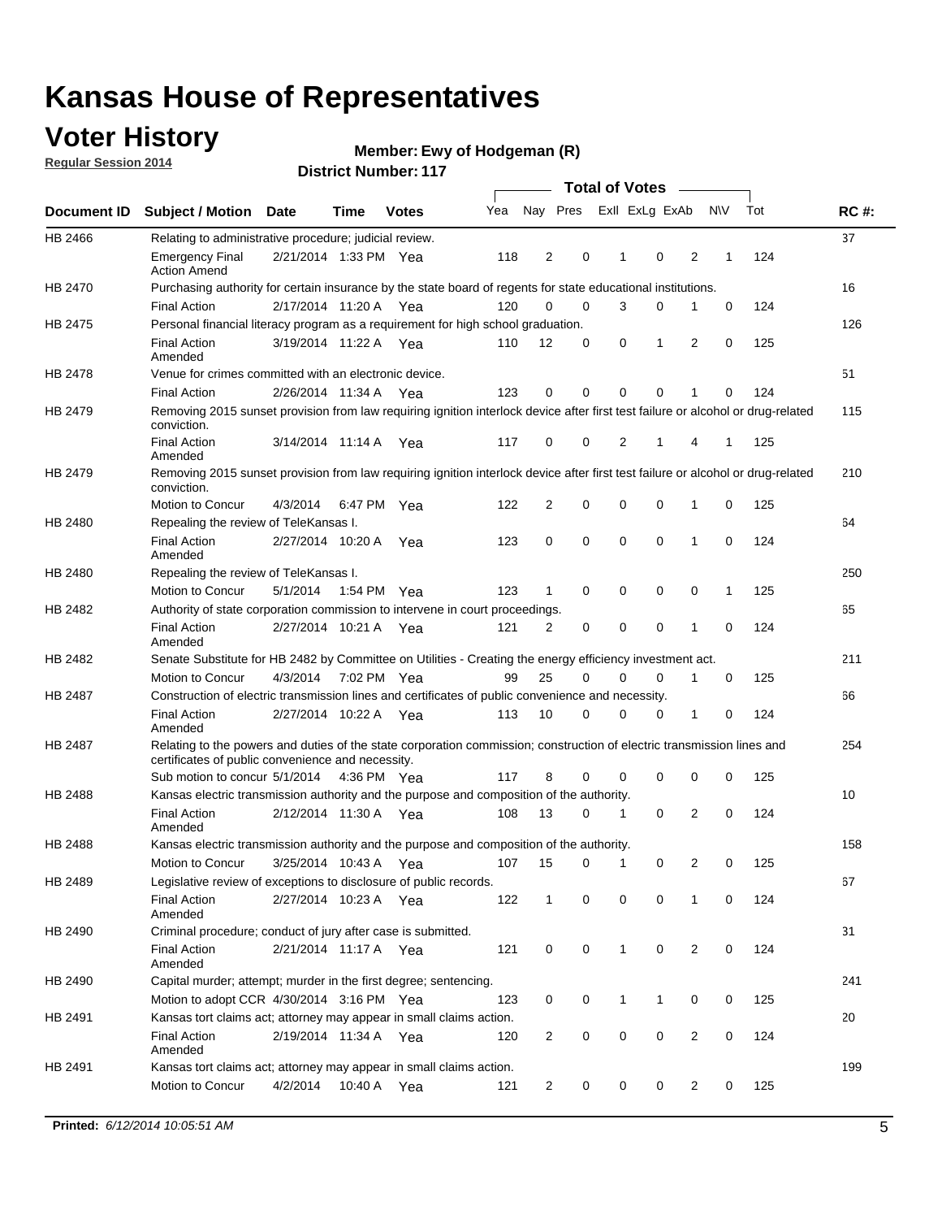# Kansas House of Representatives

## Voter History

**Regular Session 2014**

**Member: Ewy of Hodgeman (R)**

**District Number: 117**

| Document ID | Subject / Motion | Date | Time | Votes | Yea | Nay | Pres | ExlI | ExLg | ExAb | N\V | Tot | RC #: |
|---|---|---|---|---|---|---|---|---|---|---|---|---|---|
| HB 2466 | Relating to administrative procedure; judicial review. | | | | | | | | | | | | 37 |
| | Emergency Final Action Amend | 2/21/2014 | 1:33 PM | Yea | 118 | 2 | 0 | 1 | 0 | 2 | 1 | 124 | |
| HB 2470 | Purchasing authority for certain insurance by the state board of regents for state educational institutions. | | | | | | | | | | | | 16 |
| | Final Action | 2/17/2014 | 11:20 A | Yea | 120 | 0 | 0 | 3 | 0 | 1 | 0 | 124 | |
| HB 2475 | Personal financial literacy program as a requirement for high school graduation. | | | | | | | | | | | | 126 |
| | Final Action Amended | 3/19/2014 | 11:22 A | Yea | 110 | 12 | 0 | 0 | 1 | 2 | 0 | 125 | |
| HB 2478 | Venue for crimes committed with an electronic device. | | | | | | | | | | | | 51 |
| | Final Action | 2/26/2014 | 11:34 A | Yea | 123 | 0 | 0 | 0 | 0 | 1 | 0 | 124 | |
| HB 2479 | Removing 2015 sunset provision from law requiring ignition interlock device after first test failure or alcohol or drug-related conviction. | | | | | | | | | | | | 115 |
| | Final Action Amended | 3/14/2014 | 11:14 A | Yea | 117 | 0 | 0 | 2 | 1 | 4 | 1 | 125 | |
| HB 2479 | Removing 2015 sunset provision from law requiring ignition interlock device after first test failure or alcohol or drug-related conviction. | | | | | | | | | | | | 210 |
| | Motion to Concur | 4/3/2014 | 6:47 PM | Yea | 122 | 2 | 0 | 0 | 0 | 1 | 0 | 125 | |
| HB 2480 | Repealing the review of TeleKansas I. | | | | | | | | | | | | 64 |
| | Final Action Amended | 2/27/2014 | 10:20 A | Yea | 123 | 0 | 0 | 0 | 0 | 1 | 0 | 124 | |
| HB 2480 | Repealing the review of TeleKansas I. | | | | | | | | | | | | 250 |
| | Motion to Concur | 5/1/2014 | 1:54 PM | Yea | 123 | 1 | 0 | 0 | 0 | 0 | 1 | 125 | |
| HB 2482 | Authority of state corporation commission to intervene in court proceedings. | | | | | | | | | | | | 65 |
| | Final Action Amended | 2/27/2014 | 10:21 A | Yea | 121 | 2 | 0 | 0 | 0 | 1 | 0 | 124 | |
| HB 2482 | Senate Substitute for HB 2482 by Committee on Utilities - Creating the energy efficiency investment act. | | | | | | | | | | | | 211 |
| | Motion to Concur | 4/3/2014 | 7:02 PM | Yea | 99 | 25 | 0 | 0 | 0 | 1 | 0 | 125 | |
| HB 2487 | Construction of electric transmission lines and certificates of public convenience and necessity. | | | | | | | | | | | | 66 |
| | Final Action Amended | 2/27/2014 | 10:22 A | Yea | 113 | 10 | 0 | 0 | 0 | 1 | 0 | 124 | |
| HB 2487 | Relating to the powers and duties of the state corporation commission; construction of electric transmission lines and certificates of public convenience and necessity. | | | | | | | | | | | | 254 |
| | Sub motion to concur | 5/1/2014 | 4:36 PM | Yea | 117 | 8 | 0 | 0 | 0 | 0 | 0 | 125 | |
| HB 2488 | Kansas electric transmission authority and the purpose and composition of the authority. | | | | | | | | | | | | 10 |
| | Final Action Amended | 2/12/2014 | 11:30 A | Yea | 108 | 13 | 0 | 1 | 0 | 2 | 0 | 124 | |
| HB 2488 | Kansas electric transmission authority and the purpose and composition of the authority. | | | | | | | | | | | | 158 |
| | Motion to Concur | 3/25/2014 | 10:43 A | Yea | 107 | 15 | 0 | 1 | 0 | 2 | 0 | 125 | |
| HB 2489 | Legislative review of exceptions to disclosure of public records. | | | | | | | | | | | | 67 |
| | Final Action Amended | 2/27/2014 | 10:23 A | Yea | 122 | 1 | 0 | 0 | 0 | 1 | 0 | 124 | |
| HB 2490 | Criminal procedure; conduct of jury after case is submitted. | | | | | | | | | | | | 31 |
| | Final Action Amended | 2/21/2014 | 11:17 A | Yea | 121 | 0 | 0 | 1 | 0 | 2 | 0 | 124 | |
| HB 2490 | Capital murder; attempt; murder in the first degree; sentencing. | | | | | | | | | | | | 241 |
| | Motion to adopt CCR | 4/30/2014 | 3:16 PM | Yea | 123 | 0 | 0 | 1 | 1 | 0 | 0 | 125 | |
| HB 2491 | Kansas tort claims act; attorney may appear in small claims action. | | | | | | | | | | | | 20 |
| | Final Action Amended | 2/19/2014 | 11:34 A | Yea | 120 | 2 | 0 | 0 | 0 | 2 | 0 | 124 | |
| HB 2491 | Kansas tort claims act; attorney may appear in small claims action. | | | | | | | | | | | | 199 |
| | Motion to Concur | 4/2/2014 | 10:40 A | Yea | 121 | 2 | 0 | 0 | 0 | 2 | 0 | 125 | |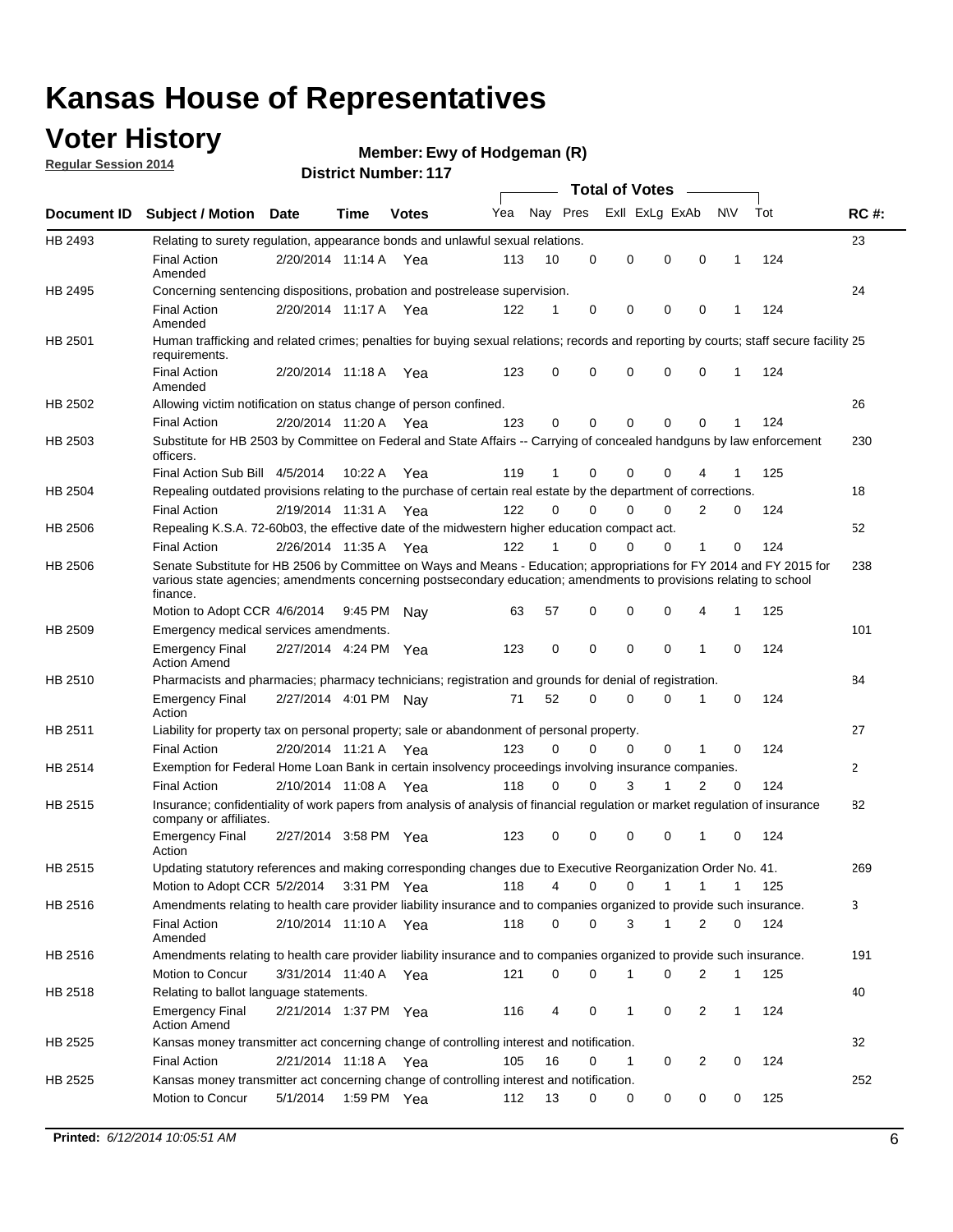# Kansas House of Representatives

## Voter History

**Regular Session 2014**

**Member: Ewy of Hodgeman (R)**

**District Number: 117**

| Document ID | Subject / Motion | Date | Time | Votes | Yea | Nay | Pres | ExII | ExLg | ExAb | N\V | Tot | RC #: |
|---|---|---|---|---|---|---|---|---|---|---|---|---|---|
| HB 2493 | Relating to surety regulation, appearance bonds and unlawful sexual relations. | | | | | | | | | | | | 23 |
| | Final Action Amended | 2/20/2014 | 11:14 A | Yea | 113 | 10 | 0 | 0 | 0 | 0 | 1 | 124 | |
| HB 2495 | Concerning sentencing dispositions, probation and postrelease supervision. | | | | | | | | | | | | 24 |
| | Final Action Amended | 2/20/2014 | 11:17 A | Yea | 122 | 1 | 0 | 0 | 0 | 0 | 1 | 124 | |
| HB 2501 | Human trafficking and related crimes; penalties for buying sexual relations; records and reporting by courts; staff secure facility requirements. | | | | | | | | | | | | 25 |
| | Final Action Amended | 2/20/2014 | 11:18 A | Yea | 123 | 0 | 0 | 0 | 0 | 0 | 1 | 124 | |
| HB 2502 | Allowing victim notification on status change of person confined. | | | | | | | | | | | | 26 |
| | Final Action | 2/20/2014 | 11:20 A | Yea | 123 | 0 | 0 | 0 | 0 | 0 | 1 | 124 | |
| HB 2503 | Substitute for HB 2503 by Committee on Federal and State Affairs -- Carrying of concealed handguns by law enforcement officers. | | | | | | | | | | | | 230 |
| | Final Action Sub Bill | 4/5/2014 | 10:22 A | Yea | 119 | 1 | 0 | 0 | 0 | 4 | 1 | 125 | |
| HB 2504 | Repealing outdated provisions relating to the purchase of certain real estate by the department of corrections. | | | | | | | | | | | | 18 |
| | Final Action | 2/19/2014 | 11:31 A | Yea | 122 | 0 | 0 | 0 | 0 | 2 | 0 | 124 | |
| HB 2506 | Repealing K.S.A. 72-60b03, the effective date of the midwestern higher education compact act. | | | | | | | | | | | | 52 |
| | Final Action | 2/26/2014 | 11:35 A | Yea | 122 | 1 | 0 | 0 | 0 | 1 | 0 | 124 | |
| HB 2506 | Senate Substitute for HB 2506 by Committee on Ways and Means - Education; appropriations for FY 2014 and FY 2015 for various state agencies; amendments concerning postsecondary education; amendments to provisions relating to school finance. | | | | | | | | | | | | 238 |
| | Motion to Adopt CCR | 4/6/2014 | 9:45 PM | Nay | 63 | 57 | 0 | 0 | 0 | 4 | 1 | 125 | |
| HB 2509 | Emergency medical services amendments. | | | | | | | | | | | | 101 |
| | Emergency Final Action Amend | 2/27/2014 | 4:24 PM | Yea | 123 | 0 | 0 | 0 | 0 | 1 | 0 | 124 | |
| HB 2510 | Pharmacists and pharmacies; pharmacy technicians; registration and grounds for denial of registration. | | | | | | | | | | | | 84 |
| | Emergency Final Action | 2/27/2014 | 4:01 PM | Nay | 71 | 52 | 0 | 0 | 0 | 1 | 0 | 124 | |
| HB 2511 | Liability for property tax on personal property; sale or abandonment of personal property. | | | | | | | | | | | | 27 |
| | Final Action | 2/20/2014 | 11:21 A | Yea | 123 | 0 | 0 | 0 | 0 | 1 | 0 | 124 | |
| HB 2514 | Exemption for Federal Home Loan Bank in certain insolvency proceedings involving insurance companies. | | | | | | | | | | | | 2 |
| | Final Action | 2/10/2014 | 11:08 A | Yea | 118 | 0 | 0 | 3 | 1 | 2 | 0 | 124 | |
| HB 2515 | Insurance; confidentiality of work papers from analysis of analysis of financial regulation or market regulation of insurance company or affiliates. | | | | | | | | | | | | 82 |
| | Emergency Final Action | 2/27/2014 | 3:58 PM | Yea | 123 | 0 | 0 | 0 | 0 | 1 | 0 | 124 | |
| HB 2515 | Updating statutory references and making corresponding changes due to Executive Reorganization Order No. 41. | | | | | | | | | | | | 269 |
| | Motion to Adopt CCR | 5/2/2014 | 3:31 PM | Yea | 118 | 4 | 0 | 0 | 1 | 1 | 1 | 125 | |
| HB 2516 | Amendments relating to health care provider liability insurance and to companies organized to provide such insurance. | | | | | | | | | | | | 3 |
| | Final Action Amended | 2/10/2014 | 11:10 A | Yea | 118 | 0 | 0 | 3 | 1 | 2 | 0 | 124 | |
| HB 2516 | Amendments relating to health care provider liability insurance and to companies organized to provide such insurance. | | | | | | | | | | | | 191 |
| | Motion to Concur | 3/31/2014 | 11:40 A | Yea | 121 | 0 | 0 | 1 | 0 | 2 | 1 | 125 | |
| HB 2518 | Relating to ballot language statements. | | | | | | | | | | | | 40 |
| | Emergency Final Action Amend | 2/21/2014 | 1:37 PM | Yea | 116 | 4 | 0 | 1 | 0 | 2 | 1 | 124 | |
| HB 2525 | Kansas money transmitter act concerning change of controlling interest and notification. | | | | | | | | | | | | 32 |
| | Final Action | 2/21/2014 | 11:18 A | Yea | 105 | 16 | 0 | 1 | 0 | 2 | 0 | 124 | |
| HB 2525 | Kansas money transmitter act concerning change of controlling interest and notification. | | | | | | | | | | | | 252 |
| | Motion to Concur | 5/1/2014 | 1:59 PM | Yea | 112 | 13 | 0 | 0 | 0 | 0 | 0 | 125 | |

**Printed:** *6/12/2014 10:05:51 AM*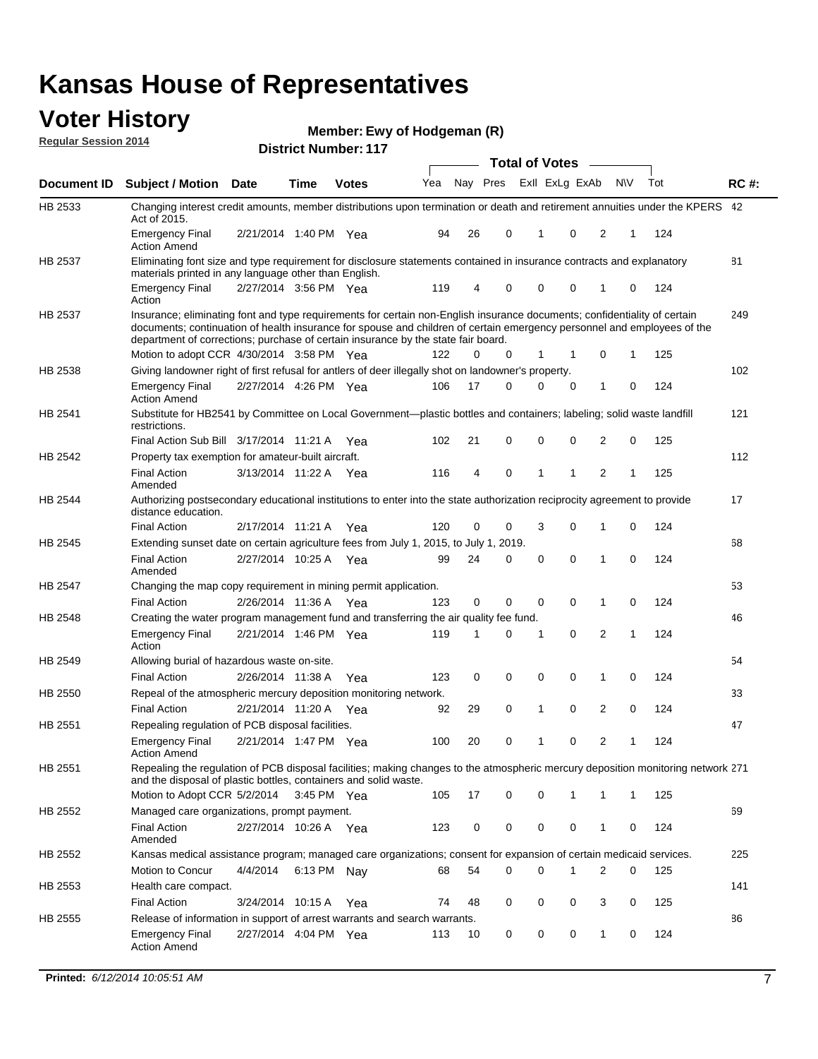# Kansas House of Representatives

## Voter History

**Regular Session 2014**

**Member: Ewy of Hodgeman (R)**

**District Number: 117**

| Document ID | Subject / Motion | Date | Time | Votes | Yea | Nay | Pres | ExlI | ExLg | ExAb | N\V | Tot | RC #: |
|---|---|---|---|---|---|---|---|---|---|---|---|---|---|
| HB 2533 | Changing interest credit amounts, member distributions upon termination or death and retirement annuities under the KPERS Act of 2015. | | | | | | | | | | | | 42 |
| | Emergency Final Action Amend | 2/21/2014 | 1:40 PM | Yea | 94 | 26 | 0 | 1 | 0 | 2 | 1 | 124 | |
| HB 2537 | Eliminating font size and type requirement for disclosure statements contained in insurance contracts and explanatory materials printed in any language other than English. | | | | | | | | | | | | 81 |
| | Emergency Final Action | 2/27/2014 | 3:56 PM | Yea | 119 | 4 | 0 | 0 | 0 | 1 | 0 | 124 | |
| HB 2537 | Insurance; eliminating font and type requirements for certain non-English insurance documents; confidentiality of certain documents; continuation of health insurance for spouse and children of certain emergency personnel and employees of the department of corrections; purchase of certain insurance by the state fair board. | | | | | | | | | | | | 249 |
| | Motion to adopt CCR | 4/30/2014 | 3:58 PM | Yea | 122 | 0 | 0 | 1 | 1 | 0 | 1 | 125 | |
| HB 2538 | Giving landowner right of first refusal for antlers of deer illegally shot on landowner's property. | | | | | | | | | | | | 102 |
| | Emergency Final Action Amend | 2/27/2014 | 4:26 PM | Yea | 106 | 17 | 0 | 0 | 0 | 1 | 0 | 124 | |
| HB 2541 | Substitute for HB2541 by Committee on Local Government—plastic bottles and containers; labeling; solid waste landfill restrictions. | | | | | | | | | | | | 121 |
| | Final Action Sub Bill | 3/17/2014 | 11:21 A | Yea | 102 | 21 | 0 | 0 | 0 | 2 | 0 | 125 | |
| HB 2542 | Property tax exemption for amateur-built aircraft. | | | | | | | | | | | | 112 |
| | Final Action Amended | 3/13/2014 | 11:22 A | Yea | 116 | 4 | 0 | 1 | 1 | 2 | 1 | 125 | |
| HB 2544 | Authorizing postsecondary educational institutions to enter into the state authorization reciprocity agreement to provide distance education. | | | | | | | | | | | | 17 |
| | Final Action | 2/17/2014 | 11:21 A | Yea | 120 | 0 | 0 | 3 | 0 | 1 | 0 | 124 | |
| HB 2545 | Extending sunset date on certain agriculture fees from July 1, 2015, to July 1, 2019. | | | | | | | | | | | | 68 |
| | Final Action Amended | 2/27/2014 | 10:25 A | Yea | 99 | 24 | 0 | 0 | 0 | 1 | 0 | 124 | |
| HB 2547 | Changing the map copy requirement in mining permit application. | | | | | | | | | | | | 53 |
| | Final Action | 2/26/2014 | 11:36 A | Yea | 123 | 0 | 0 | 0 | 0 | 1 | 0 | 124 | |
| HB 2548 | Creating the water program management fund and transferring the air quality fee fund. | | | | | | | | | | | | 46 |
| | Emergency Final Action | 2/21/2014 | 1:46 PM | Yea | 119 | 1 | 0 | 1 | 0 | 2 | 1 | 124 | |
| HB 2549 | Allowing burial of hazardous waste on-site. | | | | | | | | | | | | 54 |
| | Final Action | 2/26/2014 | 11:38 A | Yea | 123 | 0 | 0 | 0 | 0 | 1 | 0 | 124 | |
| HB 2550 | Repeal of the atmospheric mercury deposition monitoring network. | | | | | | | | | | | | 33 |
| | Final Action | 2/21/2014 | 11:20 A | Yea | 92 | 29 | 0 | 1 | 0 | 2 | 0 | 124 | |
| HB 2551 | Repealing regulation of PCB disposal facilities. | | | | | | | | | | | | 47 |
| | Emergency Final Action Amend | 2/21/2014 | 1:47 PM | Yea | 100 | 20 | 0 | 1 | 0 | 2 | 1 | 124 | |
| HB 2551 | Repealing the regulation of PCB disposal facilities; making changes to the atmospheric mercury deposition monitoring network and the disposal of plastic bottles, containers and solid waste. | | | | | | | | | | | | 271 |
| | Motion to Adopt CCR | 5/2/2014 | 3:45 PM | Yea | 105 | 17 | 0 | 0 | 1 | 1 | 1 | 125 | |
| HB 2552 | Managed care organizations, prompt payment. | | | | | | | | | | | | 69 |
| | Final Action Amended | 2/27/2014 | 10:26 A | Yea | 123 | 0 | 0 | 0 | 0 | 1 | 0 | 124 | |
| HB 2552 | Kansas medical assistance program; managed care organizations; consent for expansion of certain medicaid services. | | | | | | | | | | | | 225 |
| | Motion to Concur | 4/4/2014 | 6:13 PM | Nay | 68 | 54 | 0 | 0 | 1 | 2 | 0 | 125 | |
| HB 2553 | Health care compact. | | | | | | | | | | | | 141 |
| | Final Action | 3/24/2014 | 10:15 A | Yea | 74 | 48 | 0 | 0 | 0 | 3 | 0 | 125 | |
| HB 2555 | Release of information in support of arrest warrants and search warrants. | | | | | | | | | | | | 86 |
| | Emergency Final Action Amend | 2/27/2014 | 4:04 PM | Yea | 113 | 10 | 0 | 0 | 0 | 1 | 0 | 124 | |

**Printed:** *6/12/2014 10:05:51 AM*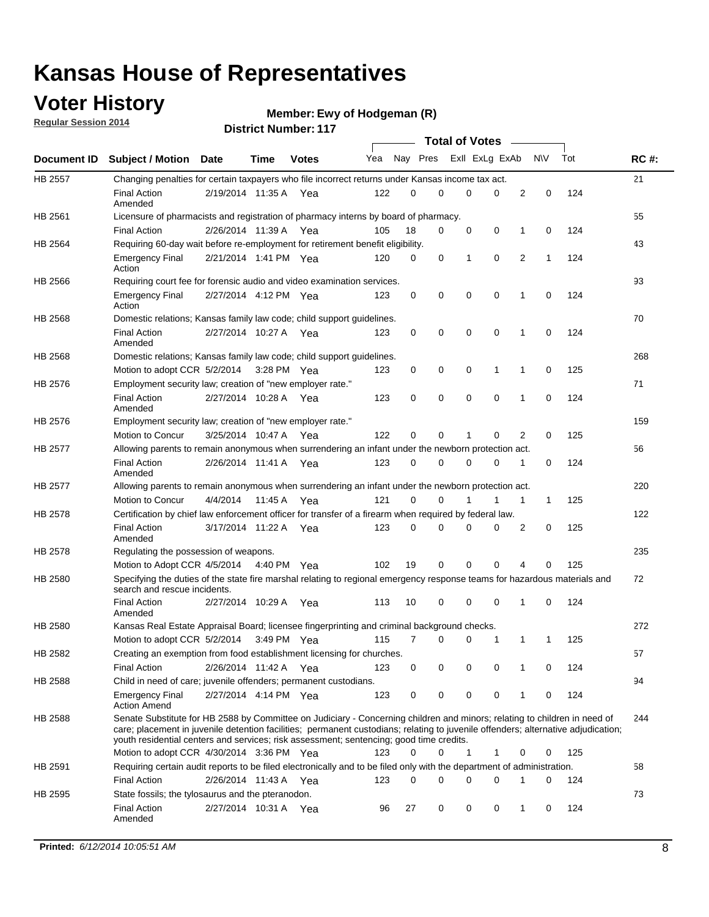# Kansas House of Representatives

## Voter History

**Regular Session 2014**

**Member: Ewy of Hodgeman (R)**

**District Number: 117**

| Document ID | Subject / Motion | Date | Time | Votes | Yea | Nay | Pres | ExII | ExLg | ExAb | N\V | Tot | RC #: |
|---|---|---|---|---|---|---|---|---|---|---|---|---|---|
| HB 2557 | Changing penalties for certain taxpayers who file incorrect returns under Kansas income tax act. | | | | | | | | | | | | 21 |
| | Final Action Amended | 2/19/2014 | 11:35 A | Yea | 122 | 0 | 0 | 0 | 0 | 2 | 0 | 124 | |
| HB 2561 | Licensure of pharmacists and registration of pharmacy interns by board of pharmacy. | | | | | | | | | | | | 55 |
| | Final Action | 2/26/2014 | 11:39 A | Yea | 105 | 18 | 0 | 0 | 0 | 1 | 0 | 124 | |
| HB 2564 | Requiring 60-day wait before re-employment for retirement benefit eligibility. | | | | | | | | | | | | 43 |
| | Emergency Final Action | 2/21/2014 | 1:41 PM | Yea | 120 | 0 | 0 | 1 | 0 | 2 | 1 | 124 | |
| HB 2566 | Requiring court fee for forensic audio and video examination services. | | | | | | | | | | | | 93 |
| | Emergency Final Action | 2/27/2014 | 4:12 PM | Yea | 123 | 0 | 0 | 0 | 0 | 1 | 0 | 124 | |
| HB 2568 | Domestic relations; Kansas family law code; child support guidelines. | | | | | | | | | | | | 70 |
| | Final Action Amended | 2/27/2014 | 10:27 A | Yea | 123 | 0 | 0 | 0 | 0 | 1 | 0 | 124 | |
| HB 2568 | Domestic relations; Kansas family law code; child support guidelines. | | | | | | | | | | | | 268 |
| | Motion to adopt CCR | 5/2/2014 | 3:28 PM | Yea | 123 | 0 | 0 | 0 | 1 | 1 | 0 | 125 | |
| HB 2576 | Employment security law; creation of "new employer rate." | | | | | | | | | | | | 71 |
| | Final Action Amended | 2/27/2014 | 10:28 A | Yea | 123 | 0 | 0 | 0 | 0 | 1 | 0 | 124 | |
| HB 2576 | Employment security law; creation of "new employer rate." | | | | | | | | | | | | 159 |
| | Motion to Concur | 3/25/2014 | 10:47 A | Yea | 122 | 0 | 0 | 1 | 0 | 2 | 0 | 125 | |
| HB 2577 | Allowing parents to remain anonymous when surrendering an infant under the newborn protection act. | | | | | | | | | | | | 56 |
| | Final Action Amended | 2/26/2014 | 11:41 A | Yea | 123 | 0 | 0 | 0 | 0 | 1 | 0 | 124 | |
| HB 2577 | Allowing parents to remain anonymous when surrendering an infant under the newborn protection act. | | | | | | | | | | | | 220 |
| | Motion to Concur | 4/4/2014 | 11:45 A | Yea | 121 | 0 | 0 | 1 | 1 | 1 | 1 | 125 | |
| HB 2578 | Certification by chief law enforcement officer for transfer of a firearm when required by federal law. | | | | | | | | | | | | 122 |
| | Final Action Amended | 3/17/2014 | 11:22 A | Yea | 123 | 0 | 0 | 0 | 0 | 2 | 0 | 125 | |
| HB 2578 | Regulating the possession of weapons. | | | | | | | | | | | | 235 |
| | Motion to Adopt CCR | 4/5/2014 | 4:40 PM | Yea | 102 | 19 | 0 | 0 | 0 | 4 | 0 | 125 | |
| HB 2580 | Specifying the duties of the state fire marshal relating to regional emergency response teams for hazardous materials and search and rescue incidents. | | | | | | | | | | | | 72 |
| | Final Action Amended | 2/27/2014 | 10:29 A | Yea | 113 | 10 | 0 | 0 | 0 | 1 | 0 | 124 | |
| HB 2580 | Kansas Real Estate Appraisal Board; licensee fingerprinting and criminal background checks. | | | | | | | | | | | | 272 |
| | Motion to adopt CCR | 5/2/2014 | 3:49 PM | Yea | 115 | 7 | 0 | 0 | 1 | 1 | 1 | 125 | |
| HB 2582 | Creating an exemption from food establishment licensing for churches. | | | | | | | | | | | | 57 |
| | Final Action | 2/26/2014 | 11:42 A | Yea | 123 | 0 | 0 | 0 | 0 | 1 | 0 | 124 | |
| HB 2588 | Child in need of care; juvenile offenders; permanent custodians. | | | | | | | | | | | | 94 |
| | Emergency Final Action Amend | 2/27/2014 | 4:14 PM | Yea | 123 | 0 | 0 | 0 | 0 | 1 | 0 | 124 | |
| HB 2588 | Senate Substitute for HB 2588 by Committee on Judiciary - Concerning children and minors; relating to children in need of care; placement in juvenile detention facilities; permanent custodians; relating to juvenile offenders; alternative adjudication; youth residential centers and services; risk assessment; sentencing; good time credits. | | | | | | | | | | | | 244 |
| | Motion to adopt CCR | 4/30/2014 | 3:36 PM | Yea | 123 | 0 | 0 | 1 | 1 | 0 | 0 | 125 | |
| HB 2591 | Requiring certain audit reports to be filed electronically and to be filed only with the department of administration. | | | | | | | | | | | | 58 |
| | Final Action | 2/26/2014 | 11:43 A | Yea | 123 | 0 | 0 | 0 | 0 | 1 | 0 | 124 | |
| HB 2595 | State fossils; the tylosaurus and the pteranodon. | | | | | | | | | | | | 73 |
| | Final Action Amended | 2/27/2014 | 10:31 A | Yea | 96 | 27 | 0 | 0 | 0 | 1 | 0 | 124 | |

**Printed:** *6/12/2014 10:05:51 AM*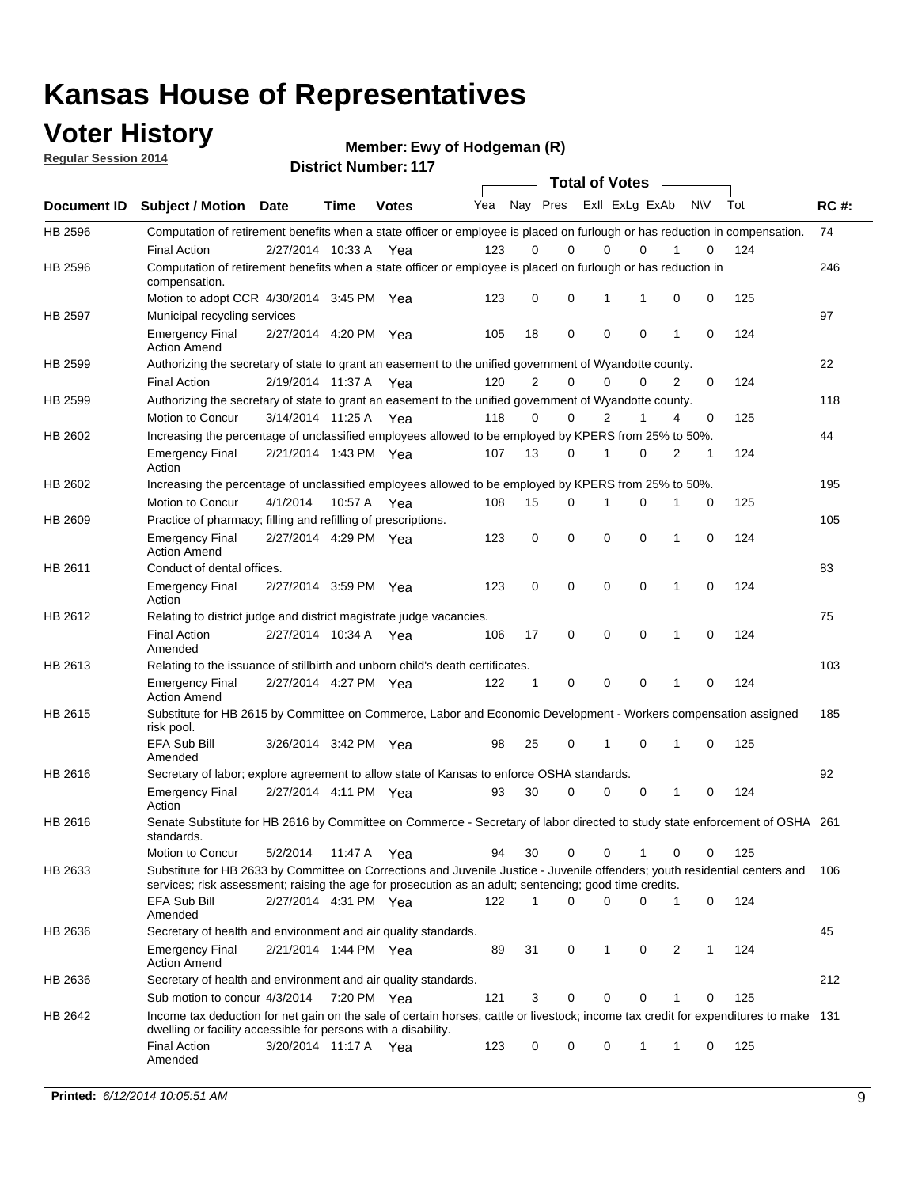# Kansas House of Representatives

## Voter History

**Regular Session 2014**

**Member: Ewy of Hodgeman (R)**

**District Number: 117**

| Document ID | Subject / Motion | Date | Time | Votes | Yea | Nay | Pres | ExII | ExLg | ExAb | N\V | Tot | RC #: |
|---|---|---|---|---|---|---|---|---|---|---|---|---|---|
| HB 2596 | Computation of retirement benefits when a state officer or employee is placed on furlough or has reduction in compensation. | | | | | | | | | | | | 74 |
| | Final Action | 2/27/2014 | 10:33 A | Yea | 123 | 0 | 0 | 0 | 0 | 1 | 0 | 124 | |
| HB 2596 | Computation of retirement benefits when a state officer or employee is placed on furlough or has reduction in compensation. | | | | | | | | | | | | 246 |
| | Motion to adopt CCR | 4/30/2014 | 3:45 PM | Yea | 123 | 0 | 0 | 1 | 1 | 0 | 0 | 125 | |
| HB 2597 | Municipal recycling services | | | | | | | | | | | | 97 |
| | Emergency Final Action Amend | 2/27/2014 | 4:20 PM | Yea | 105 | 18 | 0 | 0 | 0 | 1 | 0 | 124 | |
| HB 2599 | Authorizing the secretary of state to grant an easement to the unified government of Wyandotte county. | | | | | | | | | | | | 22 |
| | Final Action | 2/19/2014 | 11:37 A | Yea | 120 | 2 | 0 | 0 | 0 | 2 | 0 | 124 | |
| HB 2599 | Authorizing the secretary of state to grant an easement to the unified government of Wyandotte county. | | | | | | | | | | | | 118 |
| | Motion to Concur | 3/14/2014 | 11:25 A | Yea | 118 | 0 | 0 | 2 | 1 | 4 | 0 | 125 | |
| HB 2602 | Increasing the percentage of unclassified employees allowed to be employed by KPERS from 25% to 50%. | | | | | | | | | | | | 44 |
| | Emergency Final Action | 2/21/2014 | 1:43 PM | Yea | 107 | 13 | 0 | 1 | 0 | 2 | 1 | 124 | |
| HB 2602 | Increasing the percentage of unclassified employees allowed to be employed by KPERS from 25% to 50%. | | | | | | | | | | | | 195 |
| | Motion to Concur | 4/1/2014 | 10:57 A | Yea | 108 | 15 | 0 | 1 | 0 | 1 | 0 | 125 | |
| HB 2609 | Practice of pharmacy; filling and refilling of prescriptions. | | | | | | | | | | | | 105 |
| | Emergency Final Action Amend | 2/27/2014 | 4:29 PM | Yea | 123 | 0 | 0 | 0 | 0 | 1 | 0 | 124 | |
| HB 2611 | Conduct of dental offices. | | | | | | | | | | | | 83 |
| | Emergency Final Action | 2/27/2014 | 3:59 PM | Yea | 123 | 0 | 0 | 0 | 0 | 1 | 0 | 124 | |
| HB 2612 | Relating to district judge and district magistrate judge vacancies. | | | | | | | | | | | | 75 |
| | Final Action Amended | 2/27/2014 | 10:34 A | Yea | 106 | 17 | 0 | 0 | 0 | 1 | 0 | 124 | |
| HB 2613 | Relating to the issuance of stillbirth and unborn child's death certificates. | | | | | | | | | | | | 103 |
| | Emergency Final Action Amend | 2/27/2014 | 4:27 PM | Yea | 122 | 1 | 0 | 0 | 0 | 1 | 0 | 124 | |
| HB 2615 | Substitute for HB 2615 by Committee on Commerce, Labor and Economic Development - Workers compensation assigned risk pool. | | | | | | | | | | | | 185 |
| | EFA Sub Bill Amended | 3/26/2014 | 3:42 PM | Yea | 98 | 25 | 0 | 1 | 0 | 1 | 0 | 125 | |
| HB 2616 | Secretary of labor; explore agreement to allow state of Kansas to enforce OSHA standards. | | | | | | | | | | | | 92 |
| | Emergency Final Action | 2/27/2014 | 4:11 PM | Yea | 93 | 30 | 0 | 0 | 0 | 1 | 0 | 124 | |
| HB 2616 | Senate Substitute for HB 2616 by Committee on Commerce - Secretary of labor directed to study state enforcement of OSHA standards. | | | | | | | | | | | | 261 |
| | Motion to Concur | 5/2/2014 | 11:47 A | Yea | 94 | 30 | 0 | 0 | 1 | 0 | 0 | 125 | |
| HB 2633 | Substitute for HB 2633 by Committee on Corrections and Juvenile Justice - Juvenile offenders; youth residential centers and services; risk assessment; raising the age for prosecution as an adult; sentencing; good time credits. | | | | | | | | | | | | 106 |
| | EFA Sub Bill Amended | 2/27/2014 | 4:31 PM | Yea | 122 | 1 | 0 | 0 | 0 | 1 | 0 | 124 | |
| HB 2636 | Secretary of health and environment and air quality standards. | | | | | | | | | | | | 45 |
| | Emergency Final Action Amend | 2/21/2014 | 1:44 PM | Yea | 89 | 31 | 0 | 1 | 0 | 2 | 1 | 124 | |
| HB 2636 | Secretary of health and environment and air quality standards. | | | | | | | | | | | | 212 |
| | Sub motion to concur | 4/3/2014 | 7:20 PM | Yea | 121 | 3 | 0 | 0 | 0 | 1 | 0 | 125 | |
| HB 2642 | Income tax deduction for net gain on the sale of certain horses, cattle or livestock; income tax credit for expenditures to make dwelling or facility accessible for persons with a disability. | | | | | | | | | | | | 131 |
| | Final Action Amended | 3/20/2014 | 11:17 A | Yea | 123 | 0 | 0 | 0 | 1 | 1 | 0 | 125 | |

**Printed:** *6/12/2014 10:05:51 AM*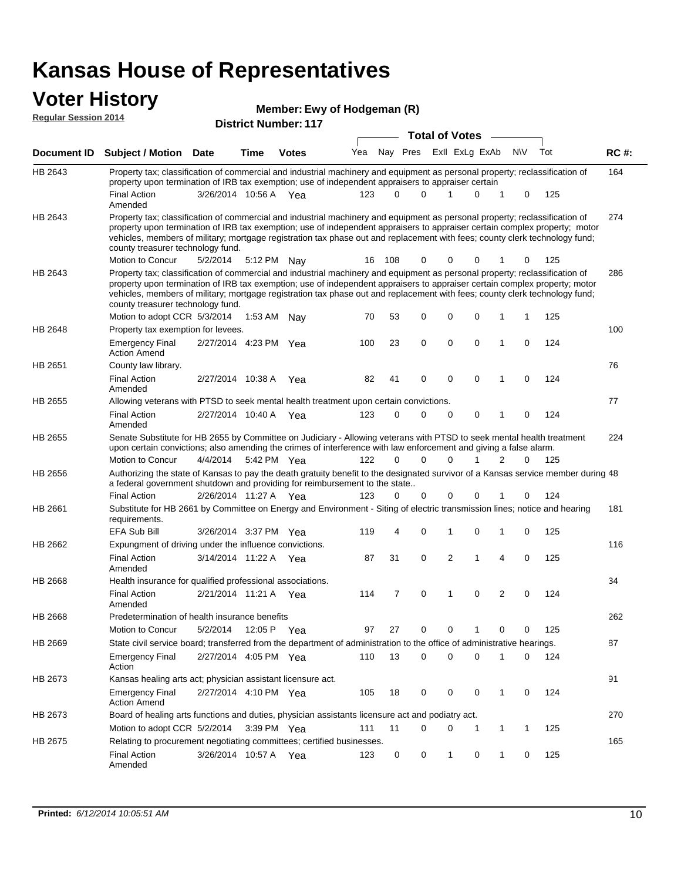# Kansas House of Representatives

## Voter History

**Regular Session 2014**

**Member: Ewy of Hodgeman (R)**

**District Number: 117**

| Document ID | Subject / Motion | Date | Time | Votes | Yea | Nay | Pres | ExII | ExLg | ExAb | N\V | Tot | RC #: |
|---|---|---|---|---|---|---|---|---|---|---|---|---|---|
| HB 2643 | Property tax; classification of commercial and industrial machinery and equipment as personal property; reclassification of property upon termination of IRB tax exemption; use of independent appraisers to appraiser certain | | | | | | | | | | | | 164 |
| | Final Action Amended | 3/26/2014 | 10:56 A | Yea | 123 | 0 | 0 | 1 | 0 | 1 | 0 | 125 | |
| HB 2643 | Property tax; classification of commercial and industrial machinery and equipment as personal property; reclassification of property upon termination of IRB tax exemption; use of independent appraisers to appraiser certain complex property; motor vehicles, members of military; mortgage registration tax phase out and replacement with fees; county clerk technology fund; county treasurer technology fund. | | | | | | | | | | | | 274 |
| | Motion to Concur | 5/2/2014 | 5:12 PM | Nay | 16 | 108 | 0 | 0 | 0 | 1 | 0 | 125 | |
| HB 2643 | Property tax; classification of commercial and industrial machinery and equipment as personal property; reclassification of property upon termination of IRB tax exemption; use of independent appraisers to appraiser certain complex property; motor vehicles, members of military; mortgage registration tax phase out and replacement with fees; county clerk technology fund; county treasurer technology fund. | | | | | | | | | | | | 286 |
| | Motion to adopt CCR | 5/3/2014 | 1:53 AM | Nay | 70 | 53 | 0 | 0 | 0 | 1 | 1 | 125 | |
| HB 2648 | Property tax exemption for levees. | | | | | | | | | | | | 100 |
| | Emergency Final Action Amend | 2/27/2014 | 4:23 PM | Yea | 100 | 23 | 0 | 0 | 0 | 1 | 0 | 124 | |
| HB 2651 | County law library. | | | | | | | | | | | | 76 |
| | Final Action Amended | 2/27/2014 | 10:38 A | Yea | 82 | 41 | 0 | 0 | 0 | 1 | 0 | 124 | |
| HB 2655 | Allowing veterans with PTSD to seek mental health treatment upon certain convictions. | | | | | | | | | | | | 77 |
| | Final Action Amended | 2/27/2014 | 10:40 A | Yea | 123 | 0 | 0 | 0 | 0 | 1 | 0 | 124 | |
| HB 2655 | Senate Substitute for HB 2655 by Committee on Judiciary - Allowing veterans with PTSD to seek mental health treatment upon certain convictions; also amending the crimes of interference with law enforcement and giving a false alarm. | | | | | | | | | | | | 224 |
| | Motion to Concur | 4/4/2014 | 5:42 PM | Yea | 122 | 0 | 0 | 0 | 1 | 2 | 0 | 125 | |
| HB 2656 | Authorizing the state of Kansas to pay the death gratuity benefit to the designated survivor of a Kansas service member during a federal government shutdown and providing for reimbursement to the state.. | | | | | | | | | | | | 48 |
| | Final Action | 2/26/2014 | 11:27 A | Yea | 123 | 0 | 0 | 0 | 0 | 1 | 0 | 124 | |
| HB 2661 | Substitute for HB 2661 by Committee on Energy and Environment - Siting of electric transmission lines; notice and hearing requirements. | | | | | | | | | | | | 181 |
| | EFA Sub Bill | 3/26/2014 | 3:37 PM | Yea | 119 | 4 | 0 | 1 | 0 | 1 | 0 | 125 | |
| HB 2662 | Expungment of driving under the influence convictions. | | | | | | | | | | | | 116 |
| | Final Action Amended | 3/14/2014 | 11:22 A | Yea | 87 | 31 | 0 | 2 | 1 | 4 | 0 | 125 | |
| HB 2668 | Health insurance for qualified professional associations. | | | | | | | | | | | | 34 |
| | Final Action Amended | 2/21/2014 | 11:21 A | Yea | 114 | 7 | 0 | 1 | 0 | 2 | 0 | 124 | |
| HB 2668 | Predetermination of health insurance benefits | | | | | | | | | | | | 262 |
| | Motion to Concur | 5/2/2014 | 12:05 P | Yea | 97 | 27 | 0 | 0 | 1 | 0 | 0 | 125 | |
| HB 2669 | State civil service board; transferred from the department of administration to the office of administrative hearings. | | | | | | | | | | | | 87 |
| | Emergency Final Action | 2/27/2014 | 4:05 PM | Yea | 110 | 13 | 0 | 0 | 0 | 1 | 0 | 124 | |
| HB 2673 | Kansas healing arts act; physician assistant licensure act. | | | | | | | | | | | | 91 |
| | Emergency Final Action Amend | 2/27/2014 | 4:10 PM | Yea | 105 | 18 | 0 | 0 | 0 | 1 | 0 | 124 | |
| HB 2673 | Board of healing arts functions and duties, physician assistants licensure act and podiatry act. | | | | | | | | | | | | 270 |
| | Motion to adopt CCR | 5/2/2014 | 3:39 PM | Yea | 111 | 11 | 0 | 0 | 1 | 1 | 1 | 125 | |
| HB 2675 | Relating to procurement negotiating committees; certified businesses. | | | | | | | | | | | | 165 |
| | Final Action Amended | 3/26/2014 | 10:57 A | Yea | 123 | 0 | 0 | 1 | 0 | 1 | 0 | 125 | |

**Printed:** *6/12/2014 10:05:51 AM*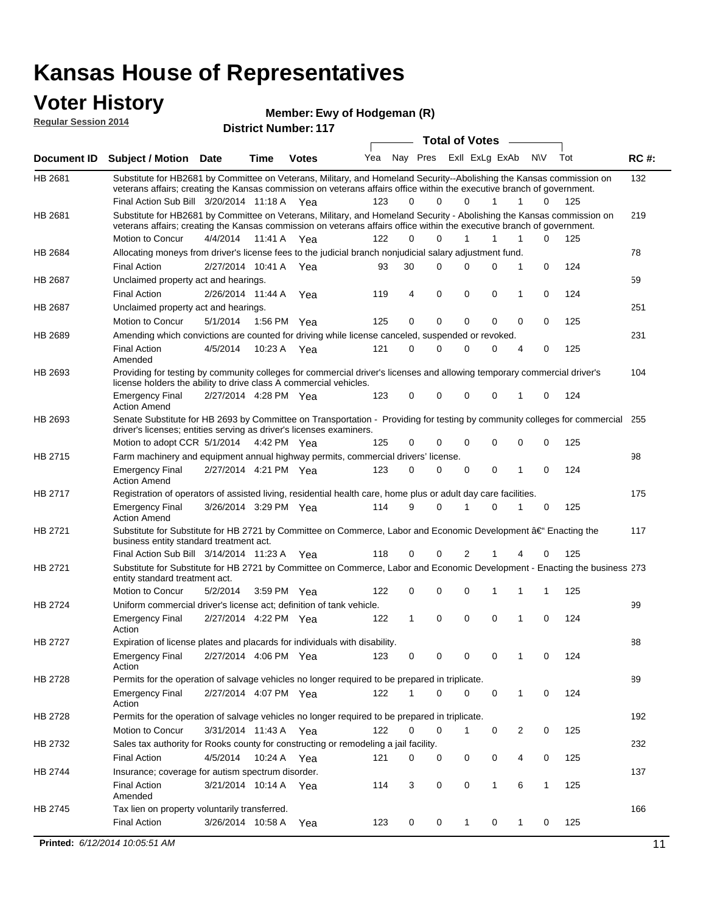# Kansas House of Representatives

## Voter History

**Regular Session 2014**

**Member: Ewy of Hodgeman (R)**

**District Number: 117**

| Document ID | Subject / Motion | Date | Time | Votes | Yea | Nay | Pres | ExII | ExLg | ExAb | N\V | Tot | RC #: |
|---|---|---|---|---|---|---|---|---|---|---|---|---|---|
| HB 2681 | Substitute for HB2681 by Committee on Veterans, Military, and Homeland Security--Abolishing the Kansas commission on veterans affairs; creating the Kansas commission on veterans affairs office within the executive branch of government. | | | | | | | | | | | | 132 |
| | Final Action Sub Bill | 3/20/2014 | 11:18 A | Yea | 123 | 0 | 0 | 0 | 1 | 1 | 0 | 125 | |
| HB 2681 | Substitute for HB2681 by Committee on Veterans, Military, and Homeland Security - Abolishing the Kansas commission on veterans affairs; creating the Kansas commission on veterans affairs office within the executive branch of government. | | | | | | | | | | | | 219 |
| | Motion to Concur | 4/4/2014 | 11:41 A | Yea | 122 | 0 | 0 | 1 | 1 | 1 | 0 | 125 | |
| HB 2684 | Allocating moneys from driver's license fees to the judicial branch nonjudicial salary adjustment fund. | | | | | | | | | | | | 78 |
| | Final Action | 2/27/2014 | 10:41 A | Yea | 93 | 30 | 0 | 0 | 0 | 1 | 0 | 124 | |
| HB 2687 | Unclaimed property act and hearings. | | | | | | | | | | | | 59 |
| | Final Action | 2/26/2014 | 11:44 A | Yea | 119 | 4 | 0 | 0 | 0 | 1 | 0 | 124 | |
| HB 2687 | Unclaimed property act and hearings. | | | | | | | | | | | | 251 |
| | Motion to Concur | 5/1/2014 | 1:56 PM | Yea | 125 | 0 | 0 | 0 | 0 | 0 | 0 | 125 | |
| HB 2689 | Amending which convictions are counted for driving while license canceled, suspended or revoked. | | | | | | | | | | | | 231 |
| | Final Action Amended | 4/5/2014 | 10:23 A | Yea | 121 | 0 | 0 | 0 | 0 | 4 | 0 | 125 | |
| HB 2693 | Providing for testing by community colleges for commercial driver's licenses and allowing temporary commercial driver's license holders the ability to drive class A commercial vehicles. | | | | | | | | | | | | 104 |
| | Emergency Final Action Amend | 2/27/2014 | 4:28 PM | Yea | 123 | 0 | 0 | 0 | 0 | 1 | 0 | 124 | |
| HB 2693 | Senate Substitute for HB 2693 by Committee on Transportation - Providing for testing by community colleges for commercial driver's licenses; entities serving as driver's licenses examiners. | | | | | | | | | | | | 255 |
| | Motion to adopt CCR | 5/1/2014 | 4:42 PM | Yea | 125 | 0 | 0 | 0 | 0 | 0 | 0 | 125 | |
| HB 2715 | Farm machinery and equipment annual highway permits, commercial drivers' license. | | | | | | | | | | | | 98 |
| | Emergency Final Action Amend | 2/27/2014 | 4:21 PM | Yea | 123 | 0 | 0 | 0 | 0 | 1 | 0 | 124 | |
| HB 2717 | Registration of operators of assisted living, residential health care, home plus or adult day care facilities. | | | | | | | | | | | | 175 |
| | Emergency Final Action Amend | 3/26/2014 | 3:29 PM | Yea | 114 | 9 | 0 | 1 | 0 | 1 | 0 | 125 | |
| HB 2721 | Substitute for Substitute for HB 2721 by Committee on Commerce, Labor and Economic Development â€" Enacting the business entity standard treatment act. | | | | | | | | | | | | 117 |
| | Final Action Sub Bill | 3/14/2014 | 11:23 A | Yea | 118 | 0 | 0 | 2 | 1 | 4 | 0 | 125 | |
| HB 2721 | Substitute for Substitute for HB 2721 by Committee on Commerce, Labor and Economic Development - Enacting the business entity standard treatment act. | | | | | | | | | | | | 273 |
| | Motion to Concur | 5/2/2014 | 3:59 PM | Yea | 122 | 0 | 0 | 0 | 1 | 1 | 1 | 125 | |
| HB 2724 | Uniform commercial driver's license act; definition of tank vehicle. | | | | | | | | | | | | 99 |
| | Emergency Final Action | 2/27/2014 | 4:22 PM | Yea | 122 | 1 | 0 | 0 | 0 | 1 | 0 | 124 | |
| HB 2727 | Expiration of license plates and placards for individuals with disability. | | | | | | | | | | | | 88 |
| | Emergency Final Action | 2/27/2014 | 4:06 PM | Yea | 123 | 0 | 0 | 0 | 0 | 1 | 0 | 124 | |
| HB 2728 | Permits for the operation of salvage vehicles no longer required to be prepared in triplicate. | | | | | | | | | | | | 89 |
| | Emergency Final Action | 2/27/2014 | 4:07 PM | Yea | 122 | 1 | 0 | 0 | 0 | 1 | 0 | 124 | |
| HB 2728 | Permits for the operation of salvage vehicles no longer required to be prepared in triplicate. | | | | | | | | | | | | 192 |
| | Motion to Concur | 3/31/2014 | 11:43 A | Yea | 122 | 0 | 0 | 1 | 0 | 2 | 0 | 125 | |
| HB 2732 | Sales tax authority for Rooks county for constructing or remodeling a jail facility. | | | | | | | | | | | | 232 |
| | Final Action | 4/5/2014 | 10:24 A | Yea | 121 | 0 | 0 | 0 | 0 | 4 | 0 | 125 | |
| HB 2744 | Insurance; coverage for autism spectrum disorder. | | | | | | | | | | | | 137 |
| | Final Action Amended | 3/21/2014 | 10:14 A | Yea | 114 | 3 | 0 | 0 | 1 | 6 | 1 | 125 | |
| HB 2745 | Tax lien on property voluntarily transferred. | | | | | | | | | | | | 166 |
| | Final Action | 3/26/2014 | 10:58 A | Yea | 123 | 0 | 0 | 1 | 0 | 1 | 0 | 125 | |

**Printed:** *6/12/2014 10:05:51 AM*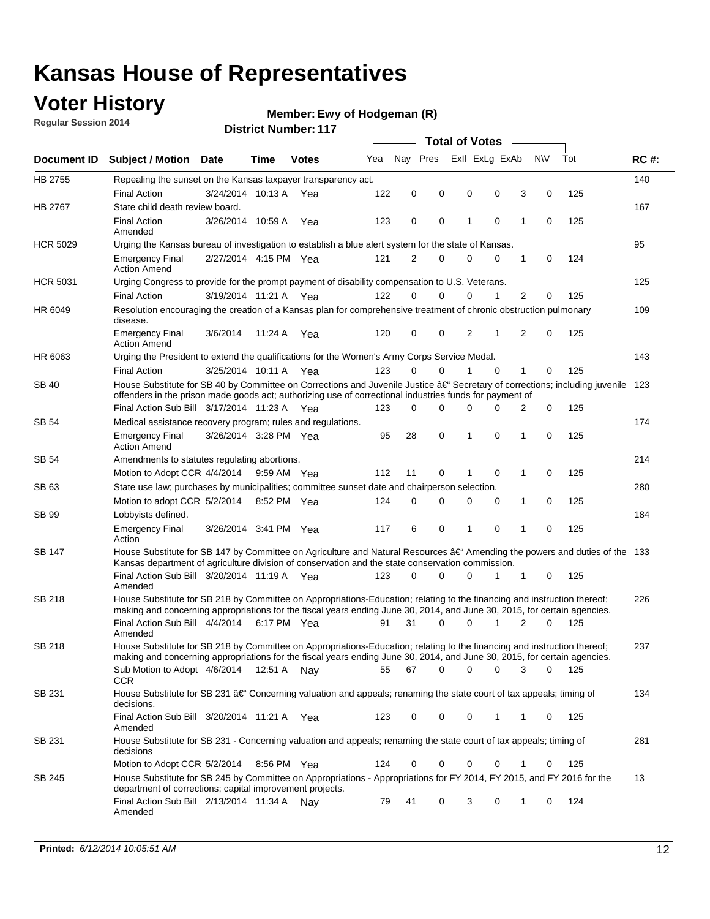# Kansas House of Representatives

## Voter History

**Regular Session 2014**

**Member: Ewy of Hodgeman (R)**

**District Number: 117**

| Document ID | Subject / Motion | Date | Time | Votes | Yea | Nay | Pres | ExII | ExLg | ExAb | N\V | Tot | RC #: |
|---|---|---|---|---|---|---|---|---|---|---|---|---|---|
| HB 2755 | Repealing the sunset on the Kansas taxpayer transparency act. | | | | | | | | | | | | 140 |
| | Final Action | 3/24/2014 | 10:13 A | Yea | 122 | 0 | 0 | 0 | 0 | 3 | 0 | 125 | |
| HB 2767 | State child death review board. | | | | | | | | | | | | 167 |
| | Final Action Amended | 3/26/2014 | 10:59 A | Yea | 123 | 0 | 0 | 1 | 0 | 1 | 0 | 125 | |
| HCR 5029 | Urging the Kansas bureau of investigation to establish a blue alert system for the state of Kansas. | | | | | | | | | | | | 95 |
| | Emergency Final Action Amend | 2/27/2014 | 4:15 PM | Yea | 121 | 2 | 0 | 0 | 0 | 1 | 0 | 124 | |
| HCR 5031 | Urging Congress to provide for the prompt payment of disability compensation to U.S. Veterans. | | | | | | | | | | | | 125 |
| | Final Action | 3/19/2014 | 11:21 A | Yea | 122 | 0 | 0 | 0 | 1 | 2 | 0 | 125 | |
| HR 6049 | Resolution encouraging the creation of a Kansas plan for comprehensive treatment of chronic obstruction pulmonary disease. | | | | | | | | | | | | 109 |
| | Emergency Final Action Amend | 3/6/2014 | 11:24 A | Yea | 120 | 0 | 0 | 2 | 1 | 2 | 0 | 125 | |
| HR 6063 | Urging the President to extend the qualifications for the Women's Army Corps Service Medal. | | | | | | | | | | | | 143 |
| | Final Action | 3/25/2014 | 10:11 A | Yea | 123 | 0 | 0 | 1 | 0 | 1 | 0 | 125 | |
| SB 40 | House Substitute for SB 40 by Committee on Corrections and Juvenile Justice â€" Secretary of corrections; including juvenile offenders in the prison made goods act; authorizing use of correctional industries funds for payment of | | | | | | | | | | | | 123 |
| | Final Action Sub Bill | 3/17/2014 | 11:23 A | Yea | 123 | 0 | 0 | 0 | 0 | 2 | 0 | 125 | |
| SB 54 | Medical assistance recovery program; rules and regulations. | | | | | | | | | | | | 174 |
| | Emergency Final Action Amend | 3/26/2014 | 3:28 PM | Yea | 95 | 28 | 0 | 1 | 0 | 1 | 0 | 125 | |
| SB 54 | Amendments to statutes regulating abortions. | | | | | | | | | | | | 214 |
| | Motion to Adopt CCR | 4/4/2014 | 9:59 AM | Yea | 112 | 11 | 0 | 1 | 0 | 1 | 0 | 125 | |
| SB 63 | State use law; purchases by municipalities; committee sunset date and chairperson selection. | | | | | | | | | | | | 280 |
| | Motion to adopt CCR | 5/2/2014 | 8:52 PM | Yea | 124 | 0 | 0 | 0 | 0 | 1 | 0 | 125 | |
| SB 99 | Lobbyists defined. | | | | | | | | | | | | 184 |
| | Emergency Final Action | 3/26/2014 | 3:41 PM | Yea | 117 | 6 | 0 | 1 | 0 | 1 | 0 | 125 | |
| SB 147 | House Substitute for SB 147 by Committee on Agriculture and Natural Resources â€" Amending the powers and duties of the Kansas department of agriculture division of conservation and the state conservation commission. | | | | | | | | | | | | 133 |
| | Final Action Sub Bill Amended | 3/20/2014 | 11:19 A | Yea | 123 | 0 | 0 | 0 | 1 | 1 | 0 | 125 | |
| SB 218 | House Substitute for SB 218 by Committee on Appropriations-Education; relating to the financing and instruction thereof; making and concerning appropriations for the fiscal years ending June 30, 2014, and June 30, 2015, for certain agencies. | | | | | | | | | | | | 226 |
| | Final Action Sub Bill Amended | 4/4/2014 | 6:17 PM | Yea | 91 | 31 | 0 | 0 | 1 | 2 | 0 | 125 | |
| SB 218 | House Substitute for SB 218 by Committee on Appropriations-Education; relating to the financing and instruction thereof; making and concerning appropriations for the fiscal years ending June 30, 2014, and June 30, 2015, for certain agencies. | | | | | | | | | | | | 237 |
| | Sub Motion to Adopt CCR | 4/6/2014 | 12:51 A | Nay | 55 | 67 | 0 | 0 | 0 | 3 | 0 | 125 | |
| SB 231 | House Substitute for SB 231 â€" Concerning valuation and appeals; renaming the state court of tax appeals; timing of decisions. | | | | | | | | | | | | 134 |
| | Final Action Sub Bill Amended | 3/20/2014 | 11:21 A | Yea | 123 | 0 | 0 | 0 | 1 | 1 | 0 | 125 | |
| SB 231 | House Substitute for SB 231 - Concerning valuation and appeals; renaming the state court of tax appeals; timing of decisions | | | | | | | | | | | | 281 |
| | Motion to Adopt CCR | 5/2/2014 | 8:56 PM | Yea | 124 | 0 | 0 | 0 | 0 | 1 | 0 | 125 | |
| SB 245 | House Substitute for SB 245 by Committee on Appropriations - Appropriations for FY 2014, FY 2015, and FY 2016 for the department of corrections; capital improvement projects. | | | | | | | | | | | | 13 |
| | Final Action Sub Bill Amended | 2/13/2014 | 11:34 A | Nay | 79 | 41 | 0 | 3 | 0 | 1 | 0 | 124 | |

**Printed:** *6/12/2014 10:05:51 AM*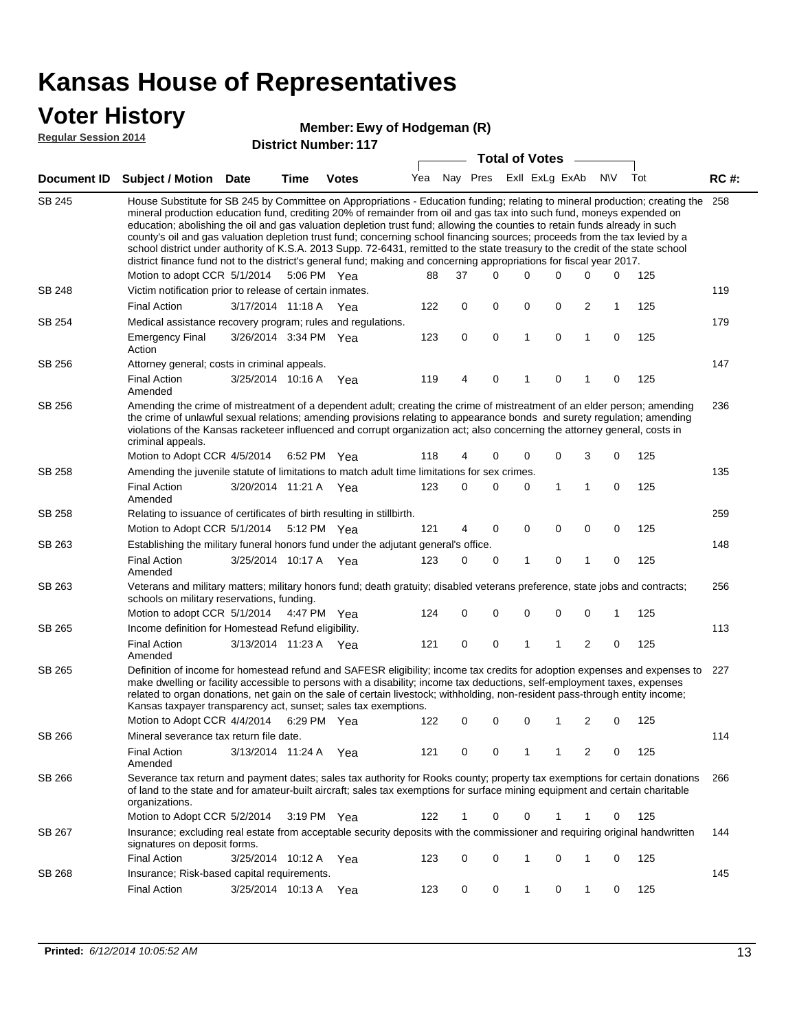# Kansas House of Representatives

## Voter History

**Regular Session 2014**

**Member: Ewy of Hodgeman (R)**

**District Number: 117**

| Document ID | Subject / Motion | Date | Time | Votes | Yea | Nay | Pres | ExII | ExLg | ExAb | N\V | Tot | RC #: |
|---|---|---|---|---|---|---|---|---|---|---|---|---|---|
| SB 245 | House Substitute for SB 245 by Committee on Appropriations - Education funding; relating to mineral production; creating the mineral production education fund, crediting 20% of remainder from oil and gas tax into such fund, moneys expended on education; abolishing the oil and gas valuation depletion trust fund; allowing the counties to retain funds already in such county's oil and gas valuation depletion trust fund; concerning school financing sources; proceeds from the tax levied by a school district under authority of K.S.A. 2013 Supp. 72-6431, remitted to the state treasury to the credit of the state school district finance fund not to the district's general fund; making and concerning appropriations for fiscal year 2017. | | | | | | | | | | | | 258 |
| | Motion to adopt CCR | 5/1/2014 | 5:06 PM | Yea | 88 | 37 | 0 | 0 | 0 | 0 | 0 | 125 | |
| SB 248 | Victim notification prior to release of certain inmates. | | | | | | | | | | | | 119 |
| | Final Action | 3/17/2014 | 11:18 A | Yea | 122 | 0 | 0 | 0 | 0 | 2 | 1 | 125 | |
| SB 254 | Medical assistance recovery program; rules and regulations. | | | | | | | | | | | | 179 |
| | Emergency Final Action | 3/26/2014 | 3:34 PM | Yea | 123 | 0 | 0 | 1 | 0 | 1 | 0 | 125 | |
| SB 256 | Attorney general; costs in criminal appeals. | | | | | | | | | | | | 147 |
| | Final Action Amended | 3/25/2014 | 10:16 A | Yea | 119 | 4 | 0 | 1 | 0 | 1 | 0 | 125 | |
| SB 256 | Amending the crime of mistreatment of a dependent adult; creating the crime of mistreatment of an elder person; amending the crime of unlawful sexual relations; amending provisions relating to appearance bonds and surety regulation; amending violations of the Kansas racketeer influenced and corrupt organization act; also concerning the attorney general, costs in criminal appeals. | | | | | | | | | | | | 236 |
| | Motion to Adopt CCR | 4/5/2014 | 6:52 PM | Yea | 118 | 4 | 0 | 0 | 0 | 3 | 0 | 125 | |
| SB 258 | Amending the juvenile statute of limitations to match adult time limitations for sex crimes. | | | | | | | | | | | | 135 |
| | Final Action Amended | 3/20/2014 | 11:21 A | Yea | 123 | 0 | 0 | 0 | 1 | 1 | 0 | 125 | |
| SB 258 | Relating to issuance of certificates of birth resulting in stillbirth. | | | | | | | | | | | | 259 |
| | Motion to Adopt CCR | 5/1/2014 | 5:12 PM | Yea | 121 | 4 | 0 | 0 | 0 | 0 | 0 | 125 | |
| SB 263 | Establishing the military funeral honors fund under the adjutant general's office. | | | | | | | | | | | | 148 |
| | Final Action Amended | 3/25/2014 | 10:17 A | Yea | 123 | 0 | 0 | 1 | 0 | 1 | 0 | 125 | |
| SB 263 | Veterans and military matters; military honors fund; death gratuity; disabled veterans preference, state jobs and contracts; schools on military reservations, funding. | | | | | | | | | | | | 256 |
| | Motion to adopt CCR | 5/1/2014 | 4:47 PM | Yea | 124 | 0 | 0 | 0 | 0 | 0 | 1 | 125 | |
| SB 265 | Income definition for Homestead Refund eligibility. | | | | | | | | | | | | 113 |
| | Final Action Amended | 3/13/2014 | 11:23 A | Yea | 121 | 0 | 0 | 1 | 1 | 2 | 0 | 125 | |
| SB 265 | Definition of income for homestead refund and SAFESR eligibility; income tax credits for adoption expenses and expenses to make dwelling or facility accessible to persons with a disability; income tax deductions, self-employment taxes, expenses related to organ donations, net gain on the sale of certain livestock; withholding, non-resident pass-through entity income; Kansas taxpayer transparency act, sunset; sales tax exemptions. | | | | | | | | | | | | 227 |
| | Motion to Adopt CCR | 4/4/2014 | 6:29 PM | Yea | 122 | 0 | 0 | 0 | 1 | 2 | 0 | 125 | |
| SB 266 | Mineral severance tax return file date. | | | | | | | | | | | | 114 |
| | Final Action Amended | 3/13/2014 | 11:24 A | Yea | 121 | 0 | 0 | 1 | 1 | 2 | 0 | 125 | |
| SB 266 | Severance tax return and payment dates; sales tax authority for Rooks county; property tax exemptions for certain donations of land to the state and for amateur-built aircraft; sales tax exemptions for surface mining equipment and certain charitable organizations. | | | | | | | | | | | | 266 |
| | Motion to Adopt CCR | 5/2/2014 | 3:19 PM | Yea | 122 | 1 | 0 | 0 | 1 | 1 | 0 | 125 | |
| SB 267 | Insurance; excluding real estate from acceptable security deposits with the commissioner and requiring original handwritten signatures on deposit forms. | | | | | | | | | | | | 144 |
| | Final Action | 3/25/2014 | 10:12 A | Yea | 123 | 0 | 0 | 1 | 0 | 1 | 0 | 125 | |
| SB 268 | Insurance; Risk-based capital requirements. | | | | | | | | | | | | 145 |
| | Final Action | 3/25/2014 | 10:13 A | Yea | 123 | 0 | 0 | 1 | 0 | 1 | 0 | 125 | |

**Printed:** *6/12/2014 10:05:52 AM*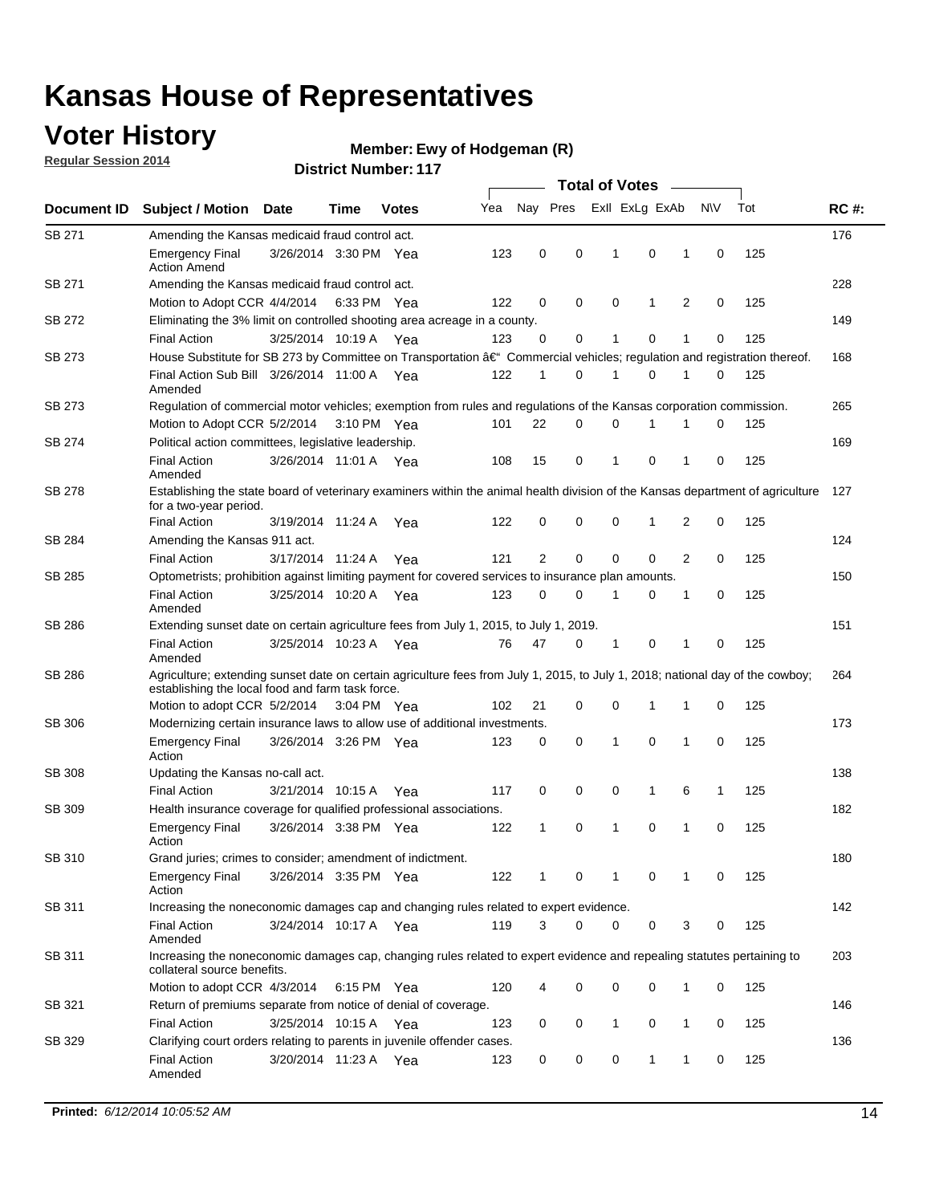# Kansas House of Representatives

## Voter History

**Regular Session 2014**

**Member: Ewy of Hodgeman (R)**

**District Number: 117**

| Document ID | Subject / Motion | Date | Time | Votes | Yea | Nay | Pres | ExII | ExLg | ExAb | N\V | Tot | RC #: |
|---|---|---|---|---|---|---|---|---|---|---|---|---|---|
| SB 271 | Amending the Kansas medicaid fraud control act. | | | | | | | | | | | | 176 |
| | Emergency Final Action Amend | 3/26/2014 | 3:30 PM | Yea | 123 | 0 | 0 | 1 | 0 | 1 | 0 | 125 | |
| SB 271 | Amending the Kansas medicaid fraud control act. | | | | | | | | | | | | 228 |
| | Motion to Adopt CCR | 4/4/2014 | 6:33 PM | Yea | 122 | 0 | 0 | 0 | 1 | 2 | 0 | 125 | |
| SB 272 | Eliminating the 3% limit on controlled shooting area acreage in a county. | | | | | | | | | | | | 149 |
| | Final Action | 3/25/2014 | 10:19 A | Yea | 123 | 0 | 0 | 1 | 0 | 1 | 0 | 125 | |
| SB 273 | House Substitute for SB 273 by Committee on Transportation â€" Commercial vehicles; regulation and registration thereof. | | | | | | | | | | | | 168 |
| | Final Action Sub Bill Amended | 3/26/2014 | 11:00 A | Yea | 122 | 1 | 0 | 1 | 0 | 1 | 0 | 125 | |
| SB 273 | Regulation of commercial motor vehicles; exemption from rules and regulations of the Kansas corporation commission. | | | | | | | | | | | | 265 |
| | Motion to Adopt CCR | 5/2/2014 | 3:10 PM | Yea | 101 | 22 | 0 | 0 | 1 | 1 | 0 | 125 | |
| SB 274 | Political action committees, legislative leadership. | | | | | | | | | | | | 169 |
| | Final Action Amended | 3/26/2014 | 11:01 A | Yea | 108 | 15 | 0 | 1 | 0 | 1 | 0 | 125 | |
| SB 278 | Establishing the state board of veterinary examiners within the animal health division of the Kansas department of agriculture for a two-year period. | | | | | | | | | | | | 127 |
| | Final Action | 3/19/2014 | 11:24 A | Yea | 122 | 0 | 0 | 0 | 1 | 2 | 0 | 125 | |
| SB 284 | Amending the Kansas 911 act. | | | | | | | | | | | | 124 |
| | Final Action | 3/17/2014 | 11:24 A | Yea | 121 | 2 | 0 | 0 | 0 | 2 | 0 | 125 | |
| SB 285 | Optometrists; prohibition against limiting payment for covered services to insurance plan amounts. | | | | | | | | | | | | 150 |
| | Final Action Amended | 3/25/2014 | 10:20 A | Yea | 123 | 0 | 0 | 1 | 0 | 1 | 0 | 125 | |
| SB 286 | Extending sunset date on certain agriculture fees from July 1, 2015, to July 1, 2019. | | | | | | | | | | | | 151 |
| | Final Action Amended | 3/25/2014 | 10:23 A | Yea | 76 | 47 | 0 | 1 | 0 | 1 | 0 | 125 | |
| SB 286 | Agriculture; extending sunset date on certain agriculture fees from July 1, 2015, to July 1, 2018; national day of the cowboy; establishing the local food and farm task force. | | | | | | | | | | | | 264 |
| | Motion to adopt CCR | 5/2/2014 | 3:04 PM | Yea | 102 | 21 | 0 | 0 | 1 | 1 | 0 | 125 | |
| SB 306 | Modernizing certain insurance laws to allow use of additional investments. | | | | | | | | | | | | 173 |
| | Emergency Final Action | 3/26/2014 | 3:26 PM | Yea | 123 | 0 | 0 | 1 | 0 | 1 | 0 | 125 | |
| SB 308 | Updating the Kansas no-call act. | | | | | | | | | | | | 138 |
| | Final Action | 3/21/2014 | 10:15 A | Yea | 117 | 0 | 0 | 0 | 1 | 6 | 1 | 125 | |
| SB 309 | Health insurance coverage for qualified professional associations. | | | | | | | | | | | | 182 |
| | Emergency Final Action | 3/26/2014 | 3:38 PM | Yea | 122 | 1 | 0 | 1 | 0 | 1 | 0 | 125 | |
| SB 310 | Grand juries; crimes to consider; amendment of indictment. | | | | | | | | | | | | 180 |
| | Emergency Final Action | 3/26/2014 | 3:35 PM | Yea | 122 | 1 | 0 | 1 | 0 | 1 | 0 | 125 | |
| SB 311 | Increasing the noneconomic damages cap and changing rules related to expert evidence. | | | | | | | | | | | | 142 |
| | Final Action Amended | 3/24/2014 | 10:17 A | Yea | 119 | 3 | 0 | 0 | 0 | 3 | 0 | 125 | |
| SB 311 | Increasing the noneconomic damages cap, changing rules related to expert evidence and repealing statutes pertaining to collateral source benefits. | | | | | | | | | | | | 203 |
| | Motion to adopt CCR | 4/3/2014 | 6:15 PM | Yea | 120 | 4 | 0 | 0 | 0 | 1 | 0 | 125 | |
| SB 321 | Return of premiums separate from notice of denial of coverage. | | | | | | | | | | | | 146 |
| | Final Action | 3/25/2014 | 10:15 A | Yea | 123 | 0 | 0 | 1 | 0 | 1 | 0 | 125 | |
| SB 329 | Clarifying court orders relating to parents in juvenile offender cases. | | | | | | | | | | | | 136 |
| | Final Action Amended | 3/20/2014 | 11:23 A | Yea | 123 | 0 | 0 | 0 | 1 | 1 | 0 | 125 | |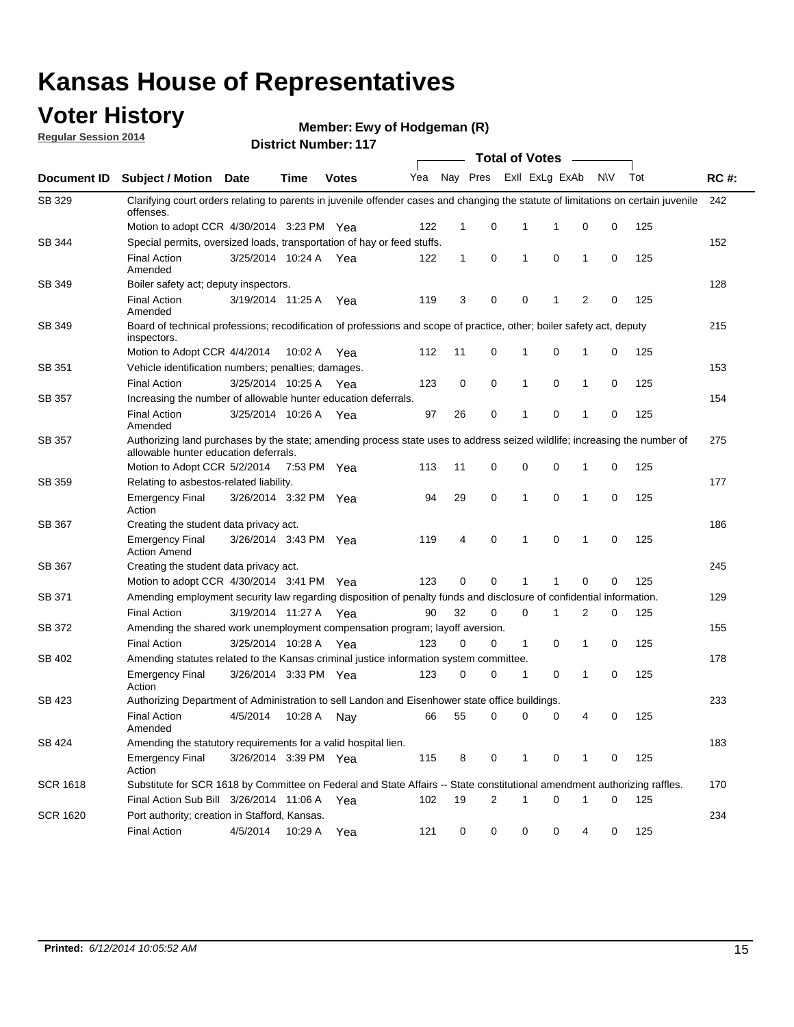# Kansas House of Representatives

## Voter History

**Regular Session 2014**

**Member: Ewy of Hodgeman (R)**

**District Number: 117**

| Document ID | Subject / Motion | Date | Time | Votes | Yea | Nay | Pres | ExII | ExLg | ExAb | N\V | Tot | RC #: |
|---|---|---|---|---|---|---|---|---|---|---|---|---|---|
| SB 329 | Clarifying court orders relating to parents in juvenile offender cases and changing the statute of limitations on certain juvenile offenses. | | | | | | | | | | | | 242 |
| | Motion to adopt CCR | 4/30/2014 | 3:23 PM | Yea | 122 | 1 | 0 | 1 | 1 | 0 | 0 | 125 | |
| SB 344 | Special permits, oversized loads, transportation of hay or feed stuffs. | | | | | | | | | | | | 152 |
| | Final Action Amended | 3/25/2014 | 10:24 A | Yea | 122 | 1 | 0 | 1 | 0 | 1 | 0 | 125 | |
| SB 349 | Boiler safety act; deputy inspectors. | | | | | | | | | | | | 128 |
| | Final Action Amended | 3/19/2014 | 11:25 A | Yea | 119 | 3 | 0 | 0 | 1 | 2 | 0 | 125 | |
| SB 349 | Board of technical professions; recodification of professions and scope of practice, other; boiler safety act, deputy inspectors. | | | | | | | | | | | | 215 |
| | Motion to Adopt CCR | 4/4/2014 | 10:02 A | Yea | 112 | 11 | 0 | 1 | 0 | 1 | 0 | 125 | |
| SB 351 | Vehicle identification numbers; penalties; damages. | | | | | | | | | | | | 153 |
| | Final Action | 3/25/2014 | 10:25 A | Yea | 123 | 0 | 0 | 1 | 0 | 1 | 0 | 125 | |
| SB 357 | Increasing the number of allowable hunter education deferrals. | | | | | | | | | | | | 154 |
| | Final Action Amended | 3/25/2014 | 10:26 A | Yea | 97 | 26 | 0 | 1 | 0 | 1 | 0 | 125 | |
| SB 357 | Authorizing land purchases by the state; amending process state uses to address seized wildlife; increasing the number of allowable hunter education deferrals. | | | | | | | | | | | | 275 |
| | Motion to Adopt CCR | 5/2/2014 | 7:53 PM | Yea | 113 | 11 | 0 | 0 | 0 | 1 | 0 | 125 | |
| SB 359 | Relating to asbestos-related liability. | | | | | | | | | | | | 177 |
| | Emergency Final Action | 3/26/2014 | 3:32 PM | Yea | 94 | 29 | 0 | 1 | 0 | 1 | 0 | 125 | |
| SB 367 | Creating the student data privacy act. | | | | | | | | | | | | 186 |
| | Emergency Final Action Amend | 3/26/2014 | 3:43 PM | Yea | 119 | 4 | 0 | 1 | 0 | 1 | 0 | 125 | |
| SB 367 | Creating the student data privacy act. | | | | | | | | | | | | 245 |
| | Motion to adopt CCR | 4/30/2014 | 3:41 PM | Yea | 123 | 0 | 0 | 1 | 1 | 0 | 0 | 125 | |
| SB 371 | Amending employment security law regarding disposition of penalty funds and disclosure of confidential information. | | | | | | | | | | | | 129 |
| | Final Action | 3/19/2014 | 11:27 A | Yea | 90 | 32 | 0 | 0 | 1 | 2 | 0 | 125 | |
| SB 372 | Amending the shared work unemployment compensation program; layoff aversion. | | | | | | | | | | | | 155 |
| | Final Action | 3/25/2014 | 10:28 A | Yea | 123 | 0 | 0 | 1 | 0 | 1 | 0 | 125 | |
| SB 402 | Amending statutes related to the Kansas criminal justice information system committee. | | | | | | | | | | | | 178 |
| | Emergency Final Action | 3/26/2014 | 3:33 PM | Yea | 123 | 0 | 0 | 1 | 0 | 1 | 0 | 125 | |
| SB 423 | Authorizing Department of Administration to sell Landon and Eisenhower state office buildings. | | | | | | | | | | | | 233 |
| | Final Action Amended | 4/5/2014 | 10:28 A | Nay | 66 | 55 | 0 | 0 | 0 | 4 | 0 | 125 | |
| SB 424 | Amending the statutory requirements for a valid hospital lien. | | | | | | | | | | | | 183 |
| | Emergency Final Action | 3/26/2014 | 3:39 PM | Yea | 115 | 8 | 0 | 1 | 0 | 1 | 0 | 125 | |
| SCR 1618 | Substitute for SCR 1618 by Committee on Federal and State Affairs -- State constitutional amendment authorizing raffles. | | | | | | | | | | | | 170 |
| | Final Action Sub Bill | 3/26/2014 | 11:06 A | Yea | 102 | 19 | 2 | 1 | 0 | 1 | 0 | 125 | |
| SCR 1620 | Port authority; creation in Stafford, Kansas. | | | | | | | | | | | | 234 |
| | Final Action | 4/5/2014 | 10:29 A | Yea | 121 | 0 | 0 | 0 | 0 | 4 | 0 | 125 | |

**Printed:** *6/12/2014 10:05:52 AM*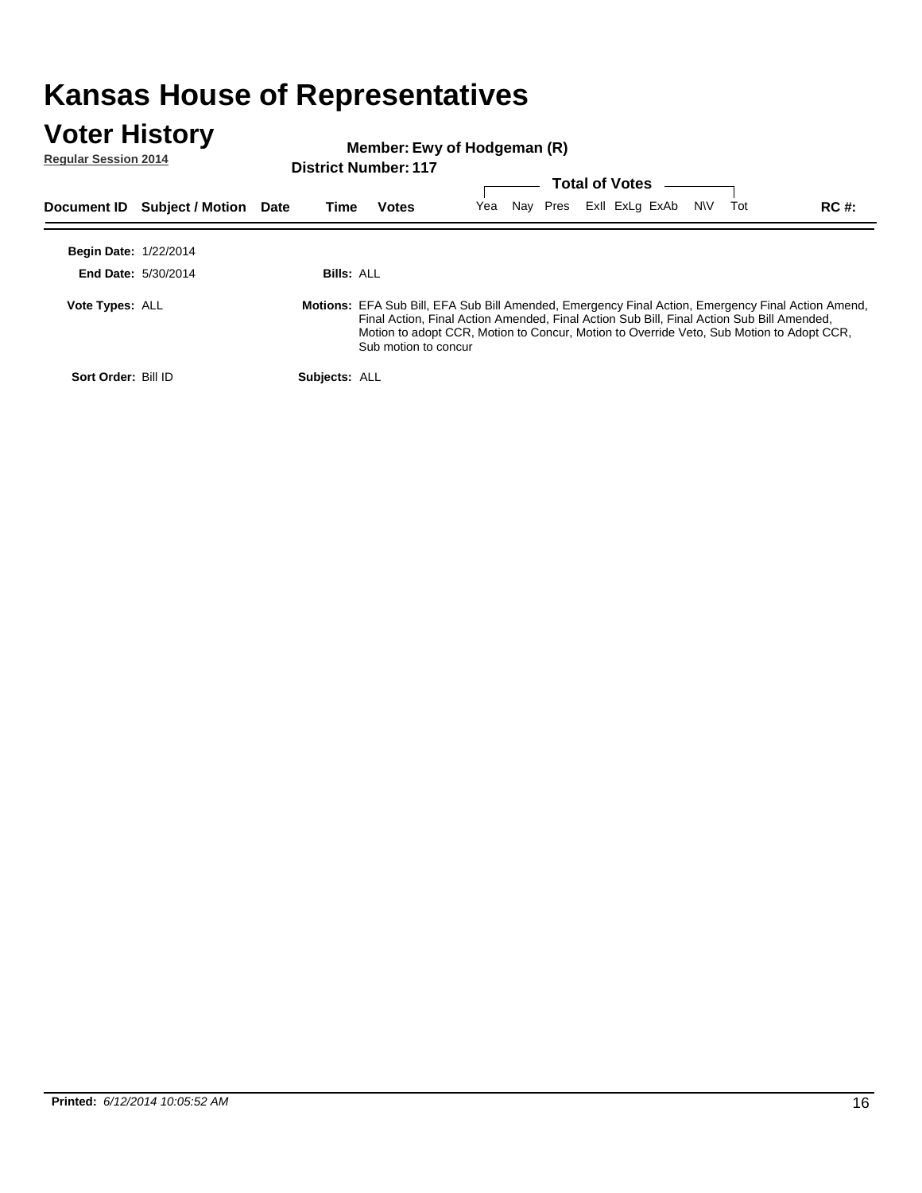# Kansas House of Representatives

## Voter History

**Regular Session 2014**

**Member: Ewy of Hodgeman (R)**

**District Number: 117**

| Document ID | Subject / Motion | Date | Time | Votes | Total of Votes | | | | | | | | RC #: |
|---|---|---|---|---|---|---|---|---|---|---|---|---|---|
| | | | | | Yea | Nay | Pres | ExII | ExLg | ExAb | N\V | Tot | |

**Begin Date:** 1/22/2014

**End Date:** 5/30/2014

**Bills:** ALL

**Vote Types:** ALL

**Motions:** EFA Sub Bill, EFA Sub Bill Amended, Emergency Final Action, Emergency Final Action Amend, Final Action, Final Action Amended, Final Action Sub Bill, Final Action Sub Bill Amended, Motion to adopt CCR, Motion to Concur, Motion to Override Veto, Sub Motion to Adopt CCR, Sub motion to concur

**Sort Order:** Bill ID

**Subjects:** ALL

**Printed:** *6/12/2014 10:05:52 AM*